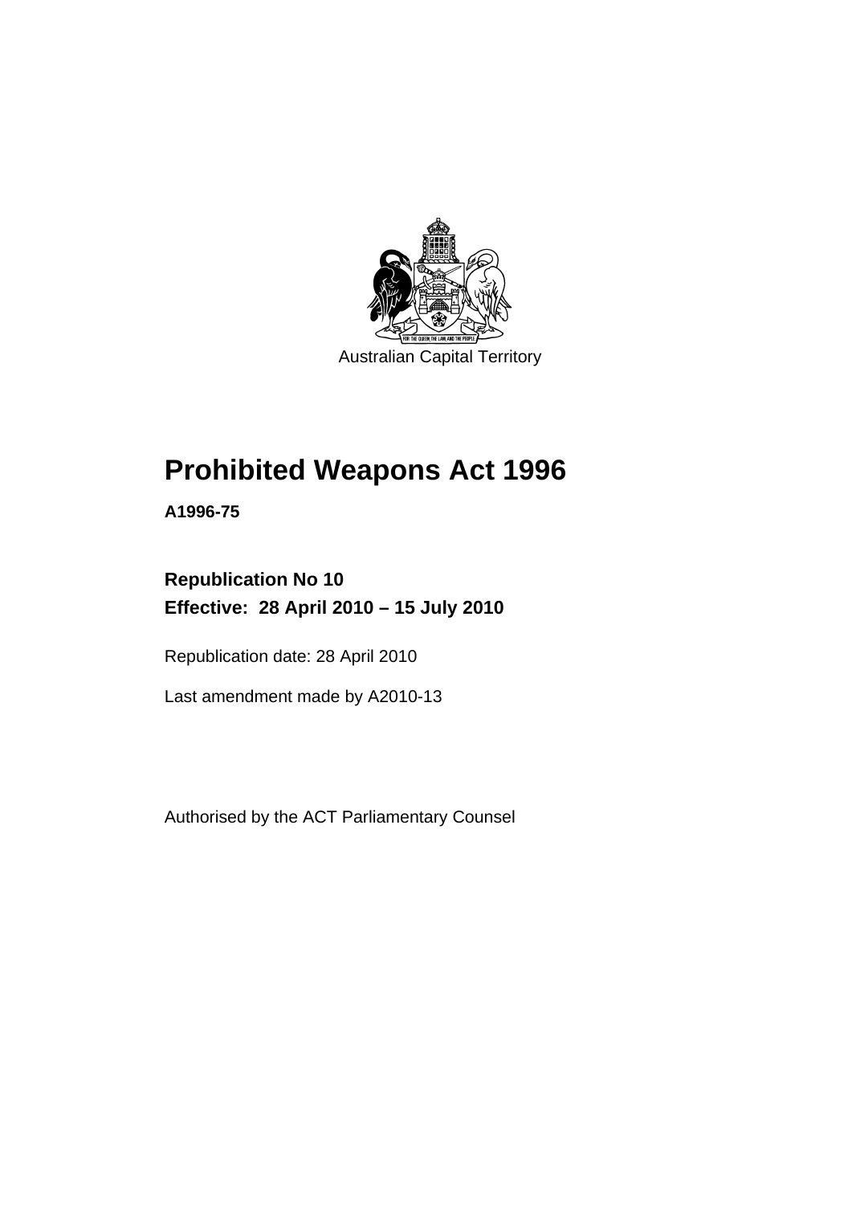Australian Capital Territory

# Prohibited Weapons Act 1996

**A1996-75**

**Republication No 10**
**Effective: 28 April 2010 – 15 July 2010**

Republication date: 28 April 2010

Last amendment made by A2010-13

Authorised by the ACT Parliamentary Counsel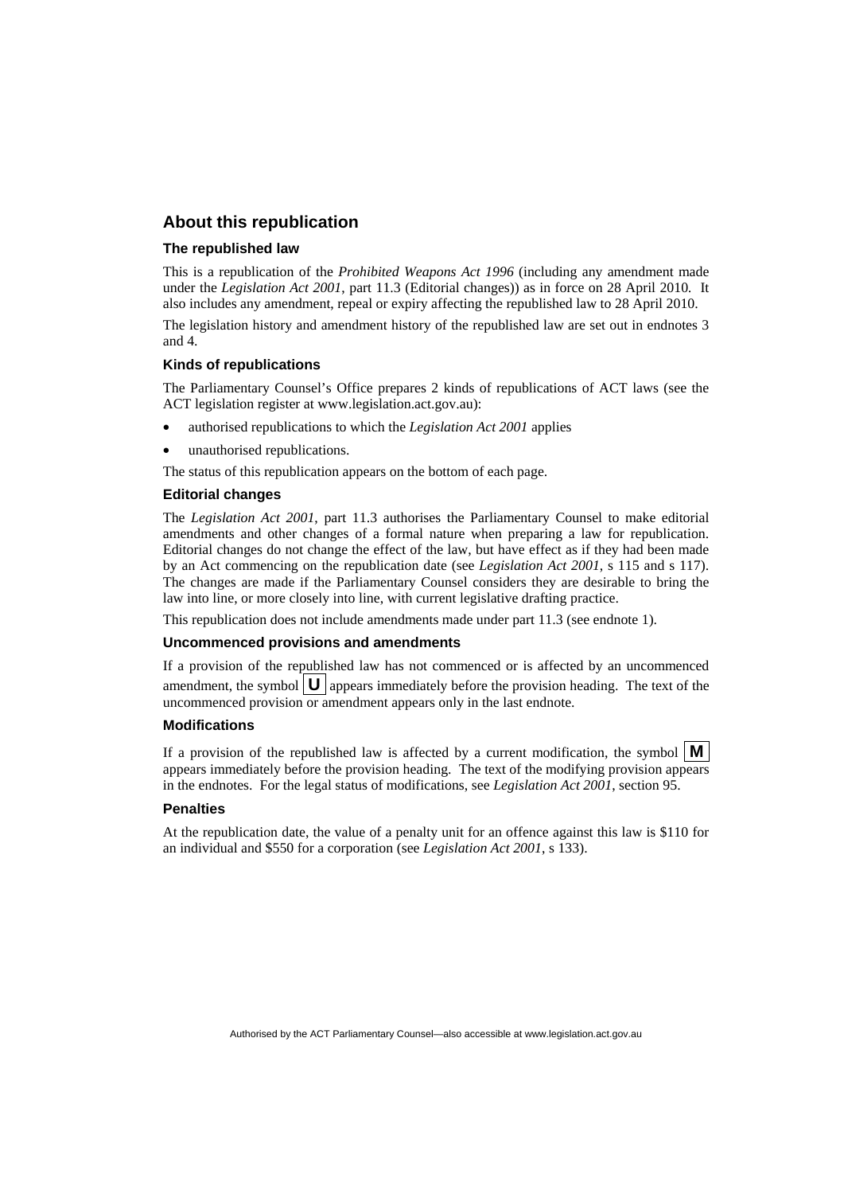## About this republication

### The republished law

This is a republication of the *Prohibited Weapons Act 1996* (including any amendment made under the *Legislation Act 2001*, part 11.3 (Editorial changes)) as in force on 28 April 2010. It also includes any amendment, repeal or expiry affecting the republished law to 28 April 2010.

The legislation history and amendment history of the republished law are set out in endnotes 3 and 4.

### Kinds of republications

The Parliamentary Counsel's Office prepares 2 kinds of republications of ACT laws (see the ACT legislation register at www.legislation.act.gov.au):

- authorised republications to which the *Legislation Act 2001* applies
- unauthorised republications.

The status of this republication appears on the bottom of each page.

### Editorial changes

The *Legislation Act 2001*, part 11.3 authorises the Parliamentary Counsel to make editorial amendments and other changes of a formal nature when preparing a law for republication. Editorial changes do not change the effect of the law, but have effect as if they had been made by an Act commencing on the republication date (see *Legislation Act 2001*, s 115 and s 117). The changes are made if the Parliamentary Counsel considers they are desirable to bring the law into line, or more closely into line, with current legislative drafting practice.

This republication does not include amendments made under part 11.3 (see endnote 1).

### Uncommenced provisions and amendments

If a provision of the republished law has not commenced or is affected by an uncommenced amendment, the symbol **U** appears immediately before the provision heading. The text of the uncommenced provision or amendment appears only in the last endnote.

### Modifications

If a provision of the republished law is affected by a current modification, the symbol **M** appears immediately before the provision heading. The text of the modifying provision appears in the endnotes. For the legal status of modifications, see *Legislation Act 2001*, section 95.

### Penalties

At the republication date, the value of a penalty unit for an offence against this law is $110 for an individual and $550 for a corporation (see *Legislation Act 2001*, s 133).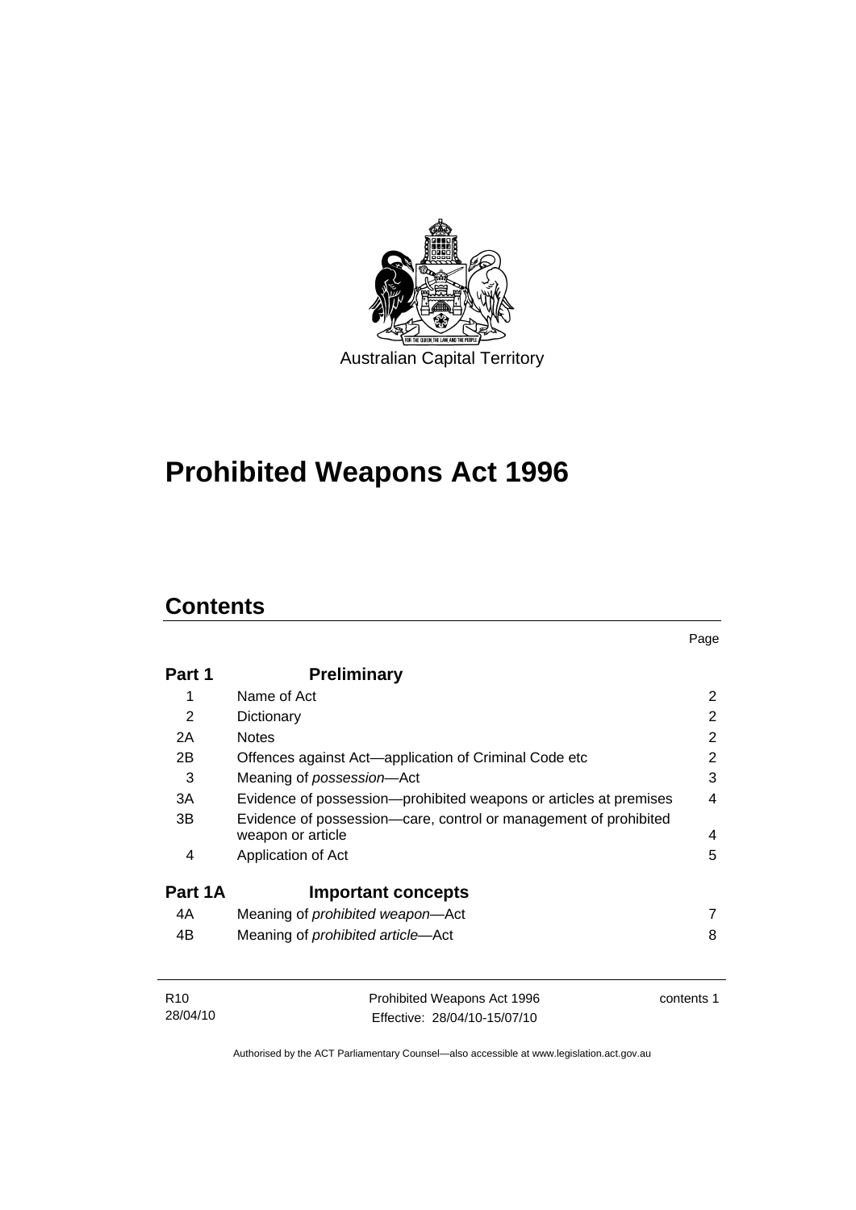Australian Capital Territory

# Prohibited Weapons Act 1996

## Contents

| | | Page |
|---|---|---|
| **Part 1** | **Preliminary** | |
| 1 | Name of Act | 2 |
| 2 | Dictionary | 2 |
| 2A | Notes | 2 |
| 2B | Offences against Act—application of Criminal Code etc | 2 |
| 3 | Meaning of *possession*—Act | 3 |
| 3A | Evidence of possession—prohibited weapons or articles at premises | 4 |
| 3B | Evidence of possession—care, control or management of prohibited weapon or article | 4 |
| 4 | Application of Act | 5 |
| **Part 1A** | **Important concepts** | |
| 4A | Meaning of *prohibited weapon*—Act | 7 |
| 4B | Meaning of *prohibited article*—Act | 8 |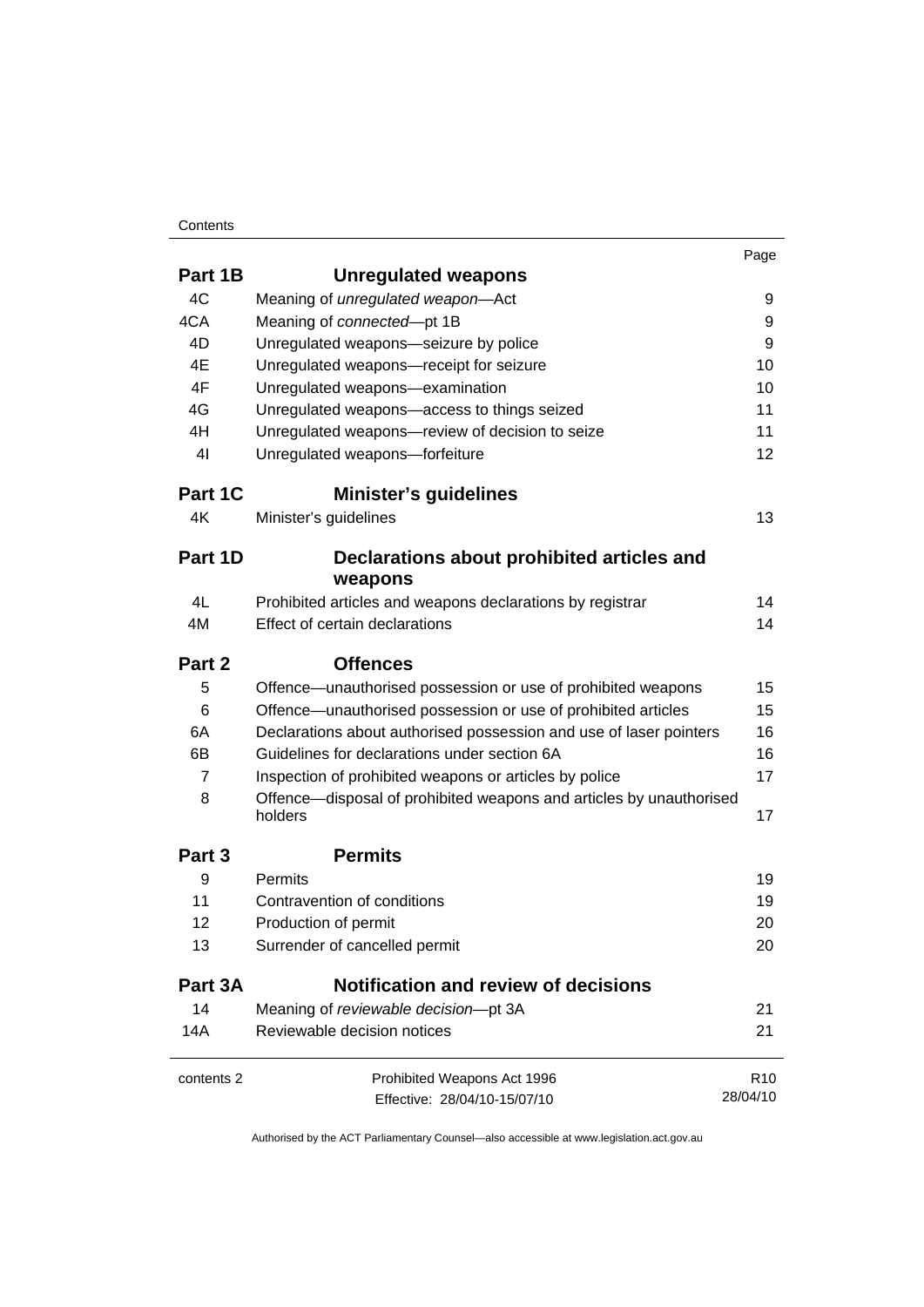| | | Page |
|---|---|---|
| **Part 1B** | **Unregulated weapons** | |
| 4C | Meaning of *unregulated weapon*—Act | 9 |
| 4CA | Meaning of *connected*—pt 1B | 9 |
| 4D | Unregulated weapons—seizure by police | 9 |
| 4E | Unregulated weapons—receipt for seizure | 10 |
| 4F | Unregulated weapons—examination | 10 |
| 4G | Unregulated weapons—access to things seized | 11 |
| 4H | Unregulated weapons—review of decision to seize | 11 |
| 4I | Unregulated weapons—forfeiture | 12 |
| **Part 1C** | **Minister's guidelines** | |
| 4K | Minister's guidelines | 13 |
| **Part 1D** | **Declarations about prohibited articles and weapons** | |
| 4L | Prohibited articles and weapons declarations by registrar | 14 |
| 4M | Effect of certain declarations | 14 |
| **Part 2** | **Offences** | |
| 5 | Offence—unauthorised possession or use of prohibited weapons | 15 |
| 6 | Offence—unauthorised possession or use of prohibited articles | 15 |
| 6A | Declarations about authorised possession and use of laser pointers | 16 |
| 6B | Guidelines for declarations under section 6A | 16 |
| 7 | Inspection of prohibited weapons or articles by police | 17 |
| 8 | Offence—disposal of prohibited weapons and articles by unauthorised holders | 17 |
| **Part 3** | **Permits** | |
| 9 | Permits | 19 |
| 11 | Contravention of conditions | 19 |
| 12 | Production of permit | 20 |
| 13 | Surrender of cancelled permit | 20 |
| **Part 3A** | **Notification and review of decisions** | |
| 14 | Meaning of *reviewable decision*—pt 3A | 21 |
| 14A | Reviewable decision notices | 21 |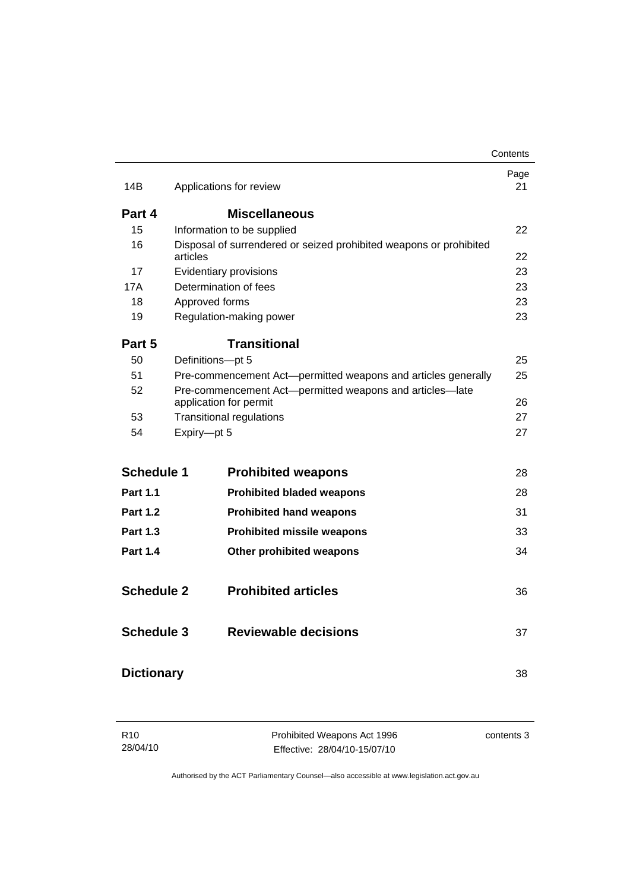| | | Page |
|---|---|---|
| 14B | Applications for review | 21 |
| **Part 4** | **Miscellaneous** | |
| 15 | Information to be supplied | 22 |
| 16 | Disposal of surrendered or seized prohibited weapons or prohibited articles | 22 |
| 17 | Evidentiary provisions | 23 |
| 17A | Determination of fees | 23 |
| 18 | Approved forms | 23 |
| 19 | Regulation-making power | 23 |
| **Part 5** | **Transitional** | |
| 50 | Definitions—pt 5 | 25 |
| 51 | Pre-commencement Act—permitted weapons and articles generally | 25 |
| 52 | Pre-commencement Act—permitted weapons and articles—late application for permit | 26 |
| 53 | Transitional regulations | 27 |
| 54 | Expiry—pt 5 | 27 |
| **Schedule 1** | **Prohibited weapons** | 28 |
| **Part 1.1** | **Prohibited bladed weapons** | 28 |
| **Part 1.2** | **Prohibited hand weapons** | 31 |
| **Part 1.3** | **Prohibited missile weapons** | 33 |
| **Part 1.4** | **Other prohibited weapons** | 34 |
| **Schedule 2** | **Prohibited articles** | 36 |
| **Schedule 3** | **Reviewable decisions** | 37 |
| **Dictionary** | | 38 |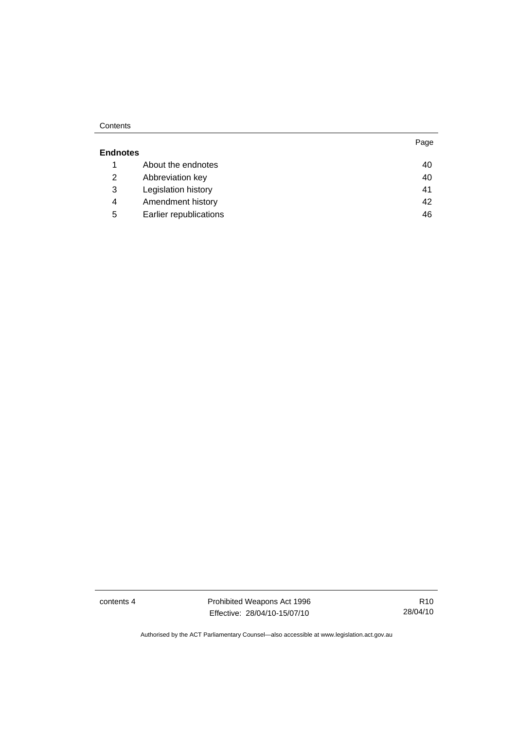| | | Page |
|---|---|---|
| **Endnotes** | | |
| 1 | About the endnotes | 40 |
| 2 | Abbreviation key | 40 |
| 3 | Legislation history | 41 |
| 4 | Amendment history | 42 |
| 5 | Earlier republications | 46 |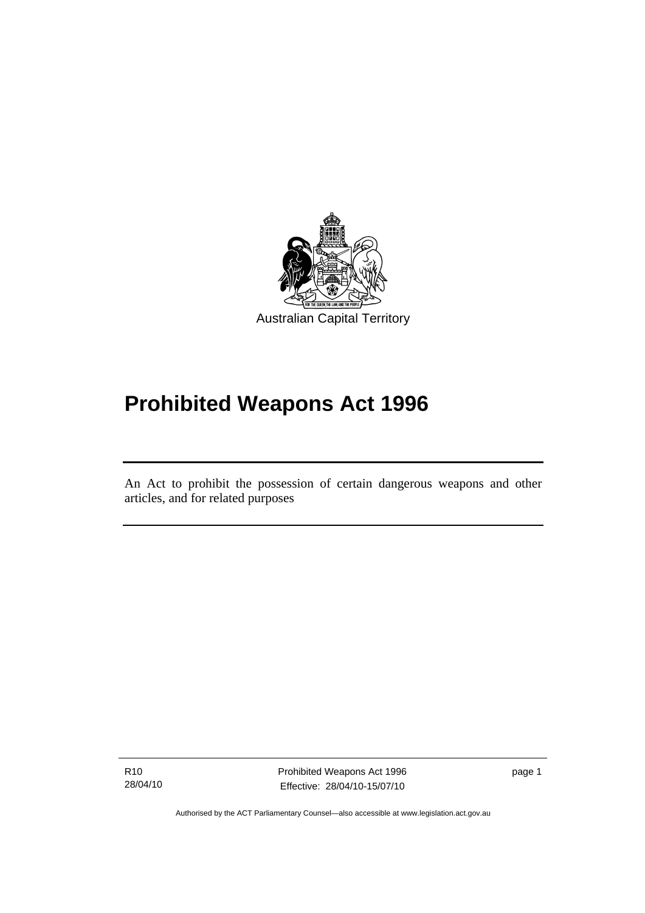Australian Capital Territory

# Prohibited Weapons Act 1996

An Act to prohibit the possession of certain dangerous weapons and other articles, and for related purposes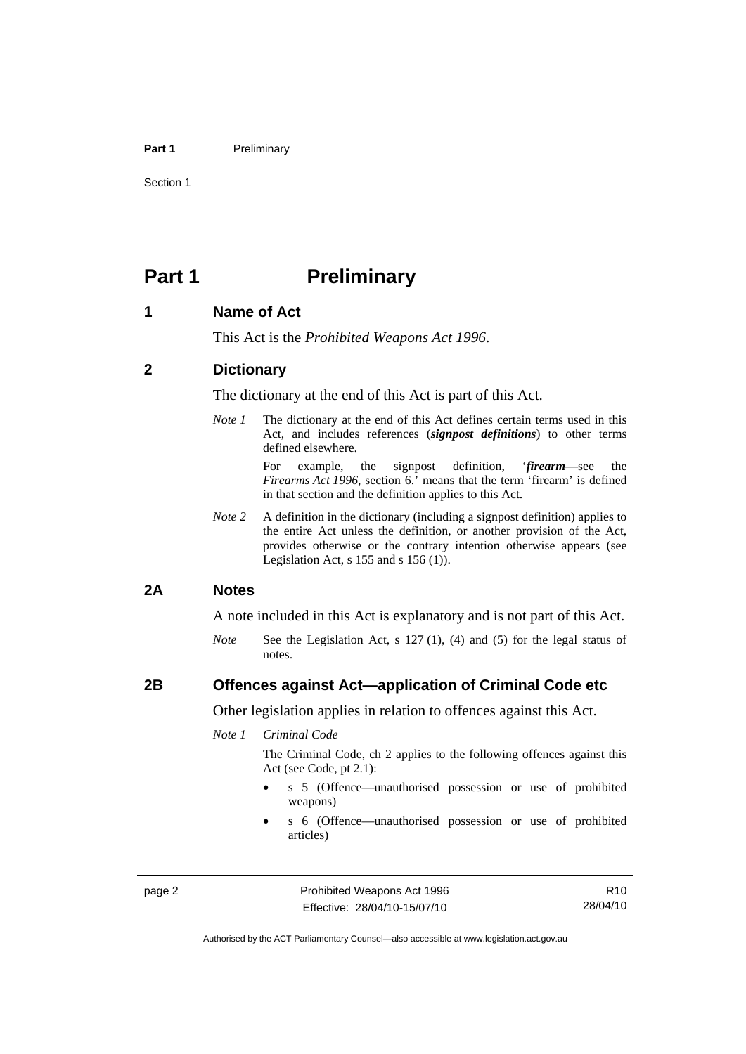# Part 1 Preliminary

## 1 Name of Act

This Act is the *Prohibited Weapons Act 1996*.

## 2 Dictionary

The dictionary at the end of this Act is part of this Act.

*Note 1* The dictionary at the end of this Act defines certain terms used in this Act, and includes references (***signpost definitions***) to other terms defined elsewhere.

For example, the signpost definition, '***firearm***—see the *Firearms Act 1996*, section 6.' means that the term 'firearm' is defined in that section and the definition applies to this Act.

*Note 2* A definition in the dictionary (including a signpost definition) applies to the entire Act unless the definition, or another provision of the Act, provides otherwise or the contrary intention otherwise appears (see Legislation Act, s 155 and s 156 (1)).

## 2A Notes

A note included in this Act is explanatory and is not part of this Act.

*Note* See the Legislation Act, s 127 (1), (4) and (5) for the legal status of notes.

## 2B Offences against Act—application of Criminal Code etc

Other legislation applies in relation to offences against this Act.

*Note 1* *Criminal Code*

The Criminal Code, ch 2 applies to the following offences against this Act (see Code, pt 2.1):

- s 5 (Offence—unauthorised possession or use of prohibited weapons)
- s 6 (Offence—unauthorised possession or use of prohibited articles)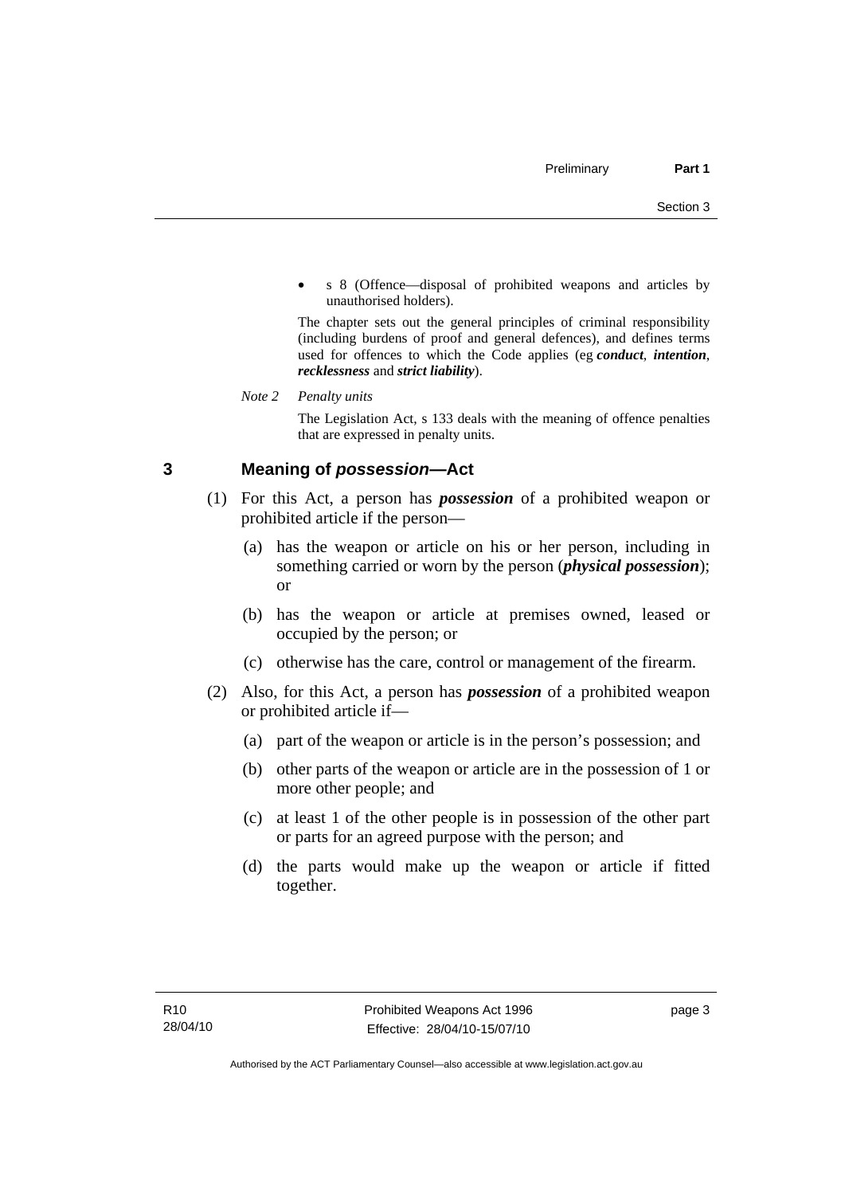- s 8 (Offence—disposal of prohibited weapons and articles by unauthorised holders).

The chapter sets out the general principles of criminal responsibility (including burdens of proof and general defences), and defines terms used for offences to which the Code applies (eg ***conduct***, ***intention***, ***recklessness*** and ***strict liability***).

*Note 2* *Penalty units*

The Legislation Act, s 133 deals with the meaning of offence penalties that are expressed in penalty units.

## 3 Meaning of *possession*—Act

(1) For this Act, a person has ***possession*** of a prohibited weapon or prohibited article if the person—

(a) has the weapon or article on his or her person, including in something carried or worn by the person (***physical possession***); or

(b) has the weapon or article at premises owned, leased or occupied by the person; or

(c) otherwise has the care, control or management of the firearm.

(2) Also, for this Act, a person has ***possession*** of a prohibited weapon or prohibited article if—

(a) part of the weapon or article is in the person's possession; and

(b) other parts of the weapon or article are in the possession of 1 or more other people; and

(c) at least 1 of the other people is in possession of the other part or parts for an agreed purpose with the person; and

(d) the parts would make up the weapon or article if fitted together.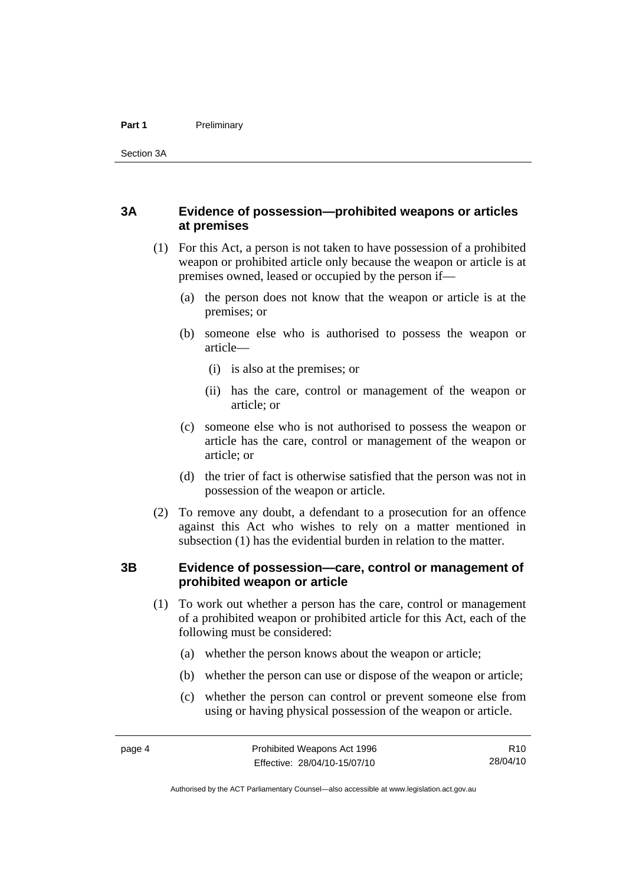## 3A Evidence of possession—prohibited weapons or articles at premises

(1) For this Act, a person is not taken to have possession of a prohibited weapon or prohibited article only because the weapon or article is at premises owned, leased or occupied by the person if—

- (a) the person does not know that the weapon or article is at the premises; or
- (b) someone else who is authorised to possess the weapon or article—
  - (i) is also at the premises; or
  - (ii) has the care, control or management of the weapon or article; or
- (c) someone else who is not authorised to possess the weapon or article has the care, control or management of the weapon or article; or
- (d) the trier of fact is otherwise satisfied that the person was not in possession of the weapon or article.

(2) To remove any doubt, a defendant to a prosecution for an offence against this Act who wishes to rely on a matter mentioned in subsection (1) has the evidential burden in relation to the matter.

## 3B Evidence of possession—care, control or management of prohibited weapon or article

(1) To work out whether a person has the care, control or management of a prohibited weapon or prohibited article for this Act, each of the following must be considered:

- (a) whether the person knows about the weapon or article;
- (b) whether the person can use or dispose of the weapon or article;
- (c) whether the person can control or prevent someone else from using or having physical possession of the weapon or article.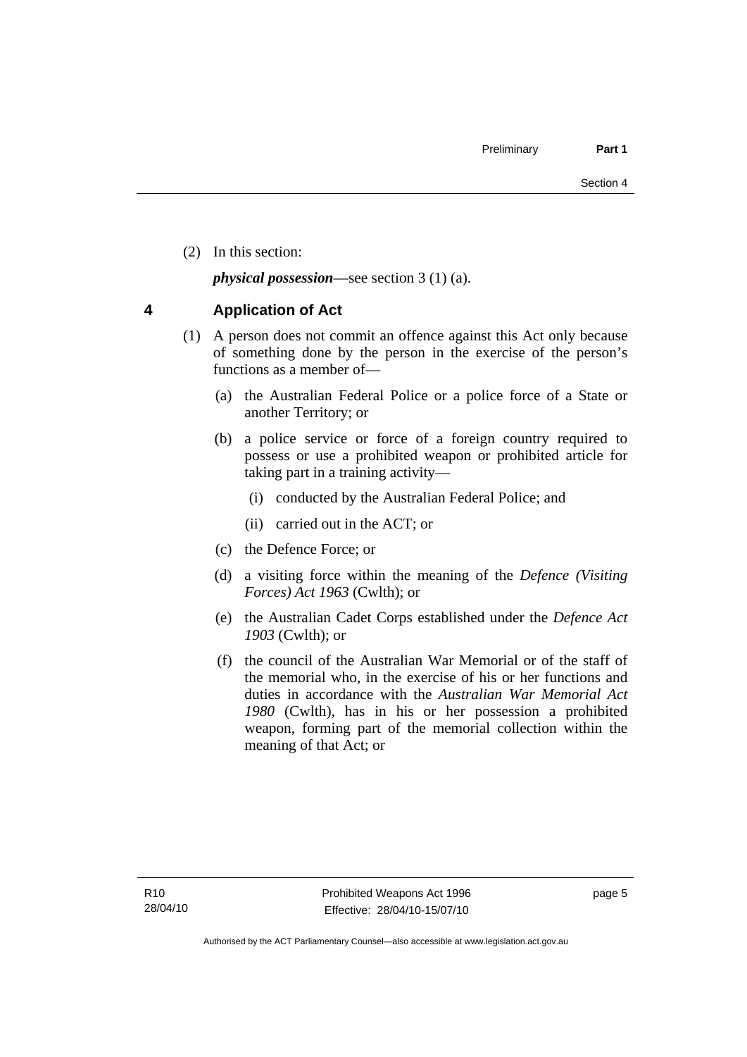(2) In this section:

***physical possession***—see section 3 (1) (a).

## 4 Application of Act

(1) A person does not commit an offence against this Act only because of something done by the person in the exercise of the person's functions as a member of—

(a) the Australian Federal Police or a police force of a State or another Territory; or

(b) a police service or force of a foreign country required to possess or use a prohibited weapon or prohibited article for taking part in a training activity—

(i) conducted by the Australian Federal Police; and

(ii) carried out in the ACT; or

(c) the Defence Force; or

(d) a visiting force within the meaning of the *Defence (Visiting Forces) Act 1963* (Cwlth); or

(e) the Australian Cadet Corps established under the *Defence Act 1903* (Cwlth); or

(f) the council of the Australian War Memorial or of the staff of the memorial who, in the exercise of his or her functions and duties in accordance with the *Australian War Memorial Act 1980* (Cwlth), has in his or her possession a prohibited weapon, forming part of the memorial collection within the meaning of that Act; or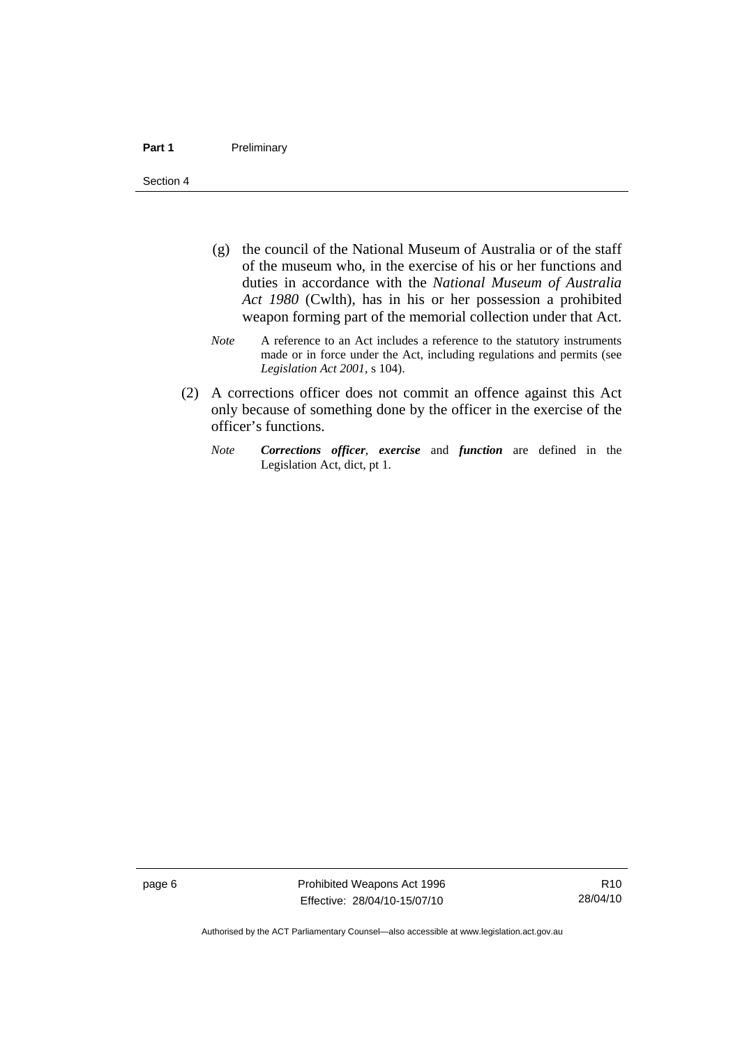(g) the council of the National Museum of Australia or of the staff of the museum who, in the exercise of his or her functions and duties in accordance with the *National Museum of Australia Act 1980* (Cwlth), has in his or her possession a prohibited weapon forming part of the memorial collection under that Act.

*Note* A reference to an Act includes a reference to the statutory instruments made or in force under the Act, including regulations and permits (see *Legislation Act 2001*, s 104).

(2) A corrections officer does not commit an offence against this Act only because of something done by the officer in the exercise of the officer's functions.

*Note* ***Corrections officer***, ***exercise*** and ***function*** are defined in the Legislation Act, dict, pt 1.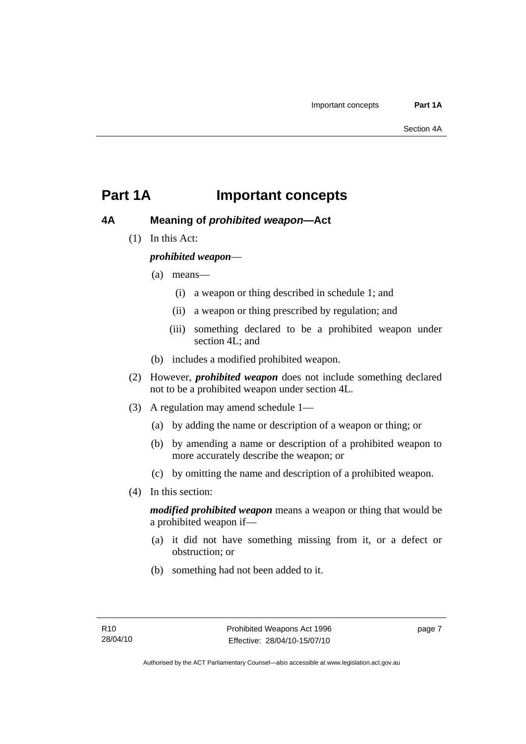# Part 1A Important concepts

## 4A Meaning of *prohibited weapon*—Act

(1) In this Act:

***prohibited weapon***—

(a) means—

(i) a weapon or thing described in schedule 1; and

(ii) a weapon or thing prescribed by regulation; and

(iii) something declared to be a prohibited weapon under section 4L; and

(b) includes a modified prohibited weapon.

(2) However, ***prohibited weapon*** does not include something declared not to be a prohibited weapon under section 4L.

(3) A regulation may amend schedule 1—

(a) by adding the name or description of a weapon or thing; or

(b) by amending a name or description of a prohibited weapon to more accurately describe the weapon; or

(c) by omitting the name and description of a prohibited weapon.

(4) In this section:

***modified prohibited weapon*** means a weapon or thing that would be a prohibited weapon if—

(a) it did not have something missing from it, or a defect or obstruction; or

(b) something had not been added to it.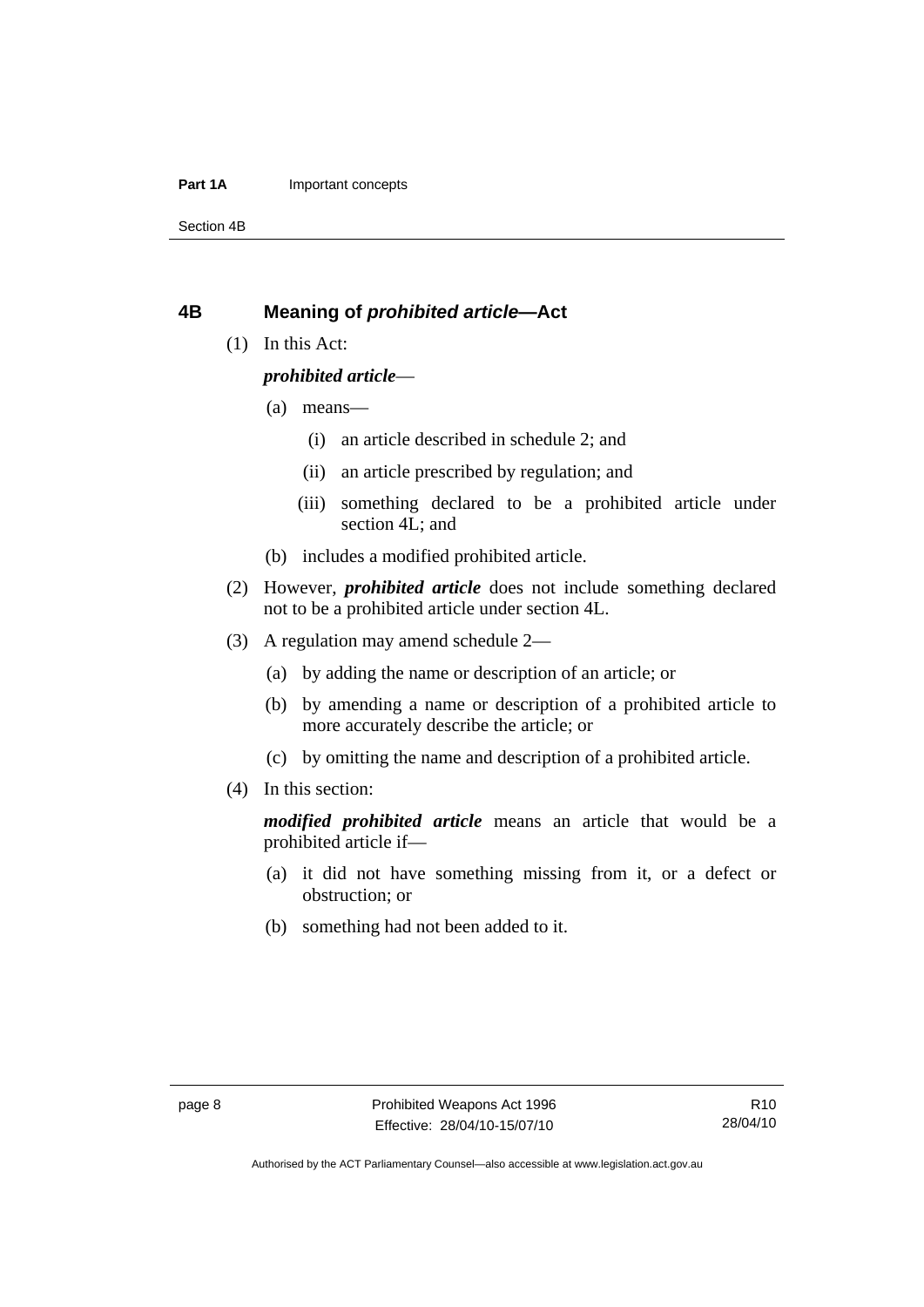## 4B Meaning of *prohibited article*—Act

(1) In this Act:

***prohibited article***—

(a) means—

(i) an article described in schedule 2; and

(ii) an article prescribed by regulation; and

(iii) something declared to be a prohibited article under section 4L; and

(b) includes a modified prohibited article.

(2) However, ***prohibited article*** does not include something declared not to be a prohibited article under section 4L.

(3) A regulation may amend schedule 2—

(a) by adding the name or description of an article; or

(b) by amending a name or description of a prohibited article to more accurately describe the article; or

(c) by omitting the name and description of a prohibited article.

(4) In this section:

***modified prohibited article*** means an article that would be a prohibited article if—

(a) it did not have something missing from it, or a defect or obstruction; or

(b) something had not been added to it.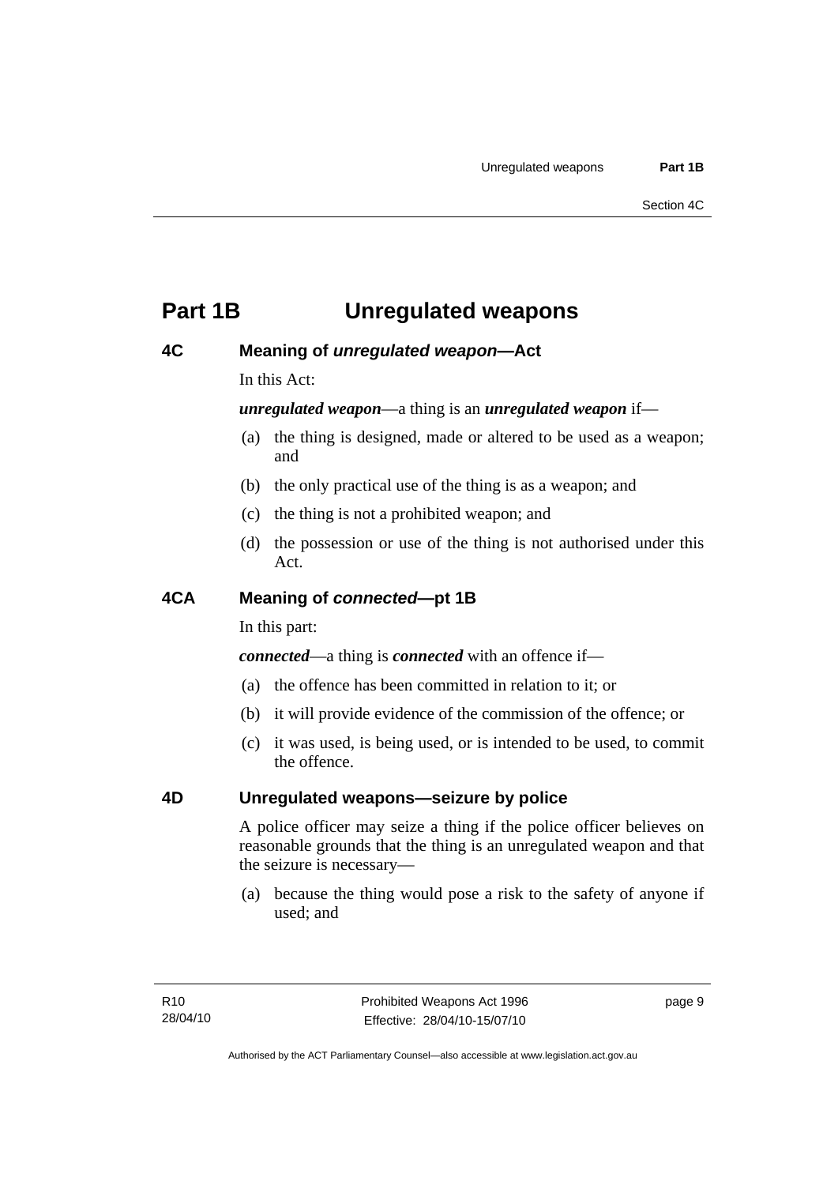# Part 1B Unregulated weapons

## 4C Meaning of *unregulated weapon*—Act

In this Act:

***unregulated weapon***—a thing is an ***unregulated weapon*** if—

(a) the thing is designed, made or altered to be used as a weapon; and

(b) the only practical use of the thing is as a weapon; and

(c) the thing is not a prohibited weapon; and

(d) the possession or use of the thing is not authorised under this Act.

## 4CA Meaning of *connected*—pt 1B

In this part:

***connected***—a thing is ***connected*** with an offence if—

(a) the offence has been committed in relation to it; or

(b) it will provide evidence of the commission of the offence; or

(c) it was used, is being used, or is intended to be used, to commit the offence.

## 4D Unregulated weapons—seizure by police

A police officer may seize a thing if the police officer believes on reasonable grounds that the thing is an unregulated weapon and that the seizure is necessary—

(a) because the thing would pose a risk to the safety of anyone if used; and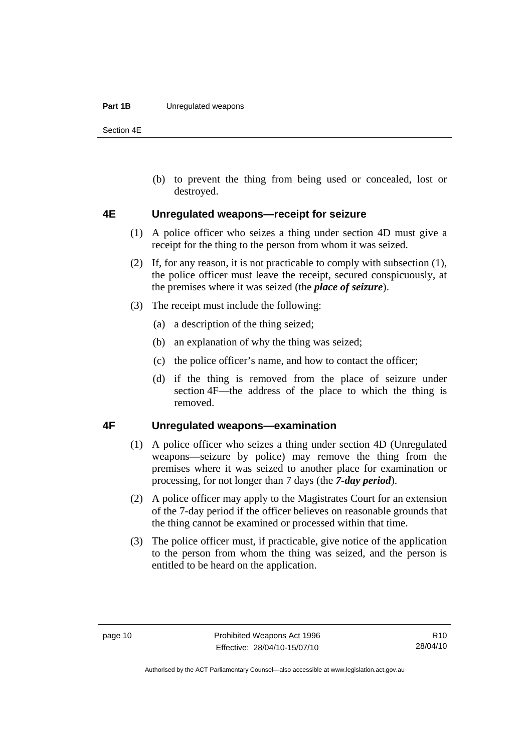(b) to prevent the thing from being used or concealed, lost or destroyed.

### 4E Unregulated weapons—receipt for seizure

(1) A police officer who seizes a thing under section 4D must give a receipt for the thing to the person from whom it was seized.

(2) If, for any reason, it is not practicable to comply with subsection (1), the police officer must leave the receipt, secured conspicuously, at the premises where it was seized (the ***place of seizure***).

(3) The receipt must include the following:

(a) a description of the thing seized;

(b) an explanation of why the thing was seized;

(c) the police officer's name, and how to contact the officer;

(d) if the thing is removed from the place of seizure under section 4F—the address of the place to which the thing is removed.

### 4F Unregulated weapons—examination

(1) A police officer who seizes a thing under section 4D (Unregulated weapons—seizure by police) may remove the thing from the premises where it was seized to another place for examination or processing, for not longer than 7 days (the ***7-day period***).

(2) A police officer may apply to the Magistrates Court for an extension of the 7-day period if the officer believes on reasonable grounds that the thing cannot be examined or processed within that time.

(3) The police officer must, if practicable, give notice of the application to the person from whom the thing was seized, and the person is entitled to be heard on the application.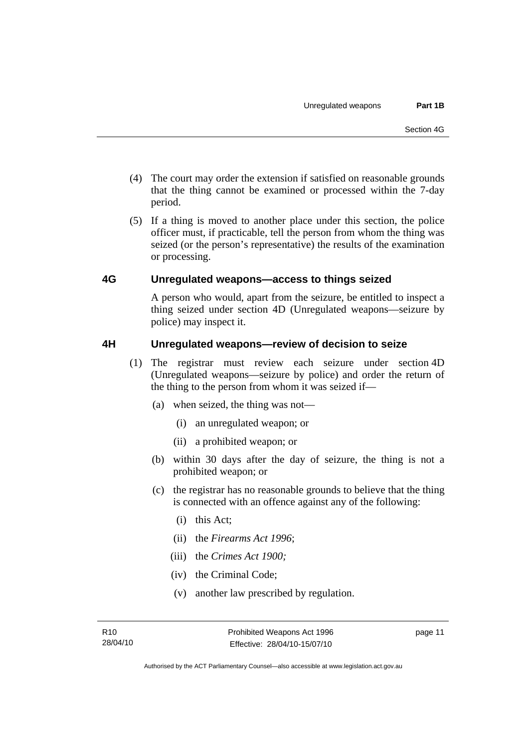(4) The court may order the extension if satisfied on reasonable grounds that the thing cannot be examined or processed within the 7-day period.

(5) If a thing is moved to another place under this section, the police officer must, if practicable, tell the person from whom the thing was seized (or the person's representative) the results of the examination or processing.

## 4G Unregulated weapons—access to things seized

A person who would, apart from the seizure, be entitled to inspect a thing seized under section 4D (Unregulated weapons—seizure by police) may inspect it.

## 4H Unregulated weapons—review of decision to seize

(1) The registrar must review each seizure under section 4D (Unregulated weapons—seizure by police) and order the return of the thing to the person from whom it was seized if—

- (a) when seized, the thing was not—
  - (i) an unregulated weapon; or
  - (ii) a prohibited weapon; or
- (b) within 30 days after the day of seizure, the thing is not a prohibited weapon; or
- (c) the registrar has no reasonable grounds to believe that the thing is connected with an offence against any of the following:
  - (i) this Act;
  - (ii) the *Firearms Act 1996*;
  - (iii) the *Crimes Act 1900;*
  - (iv) the Criminal Code;
  - (v) another law prescribed by regulation.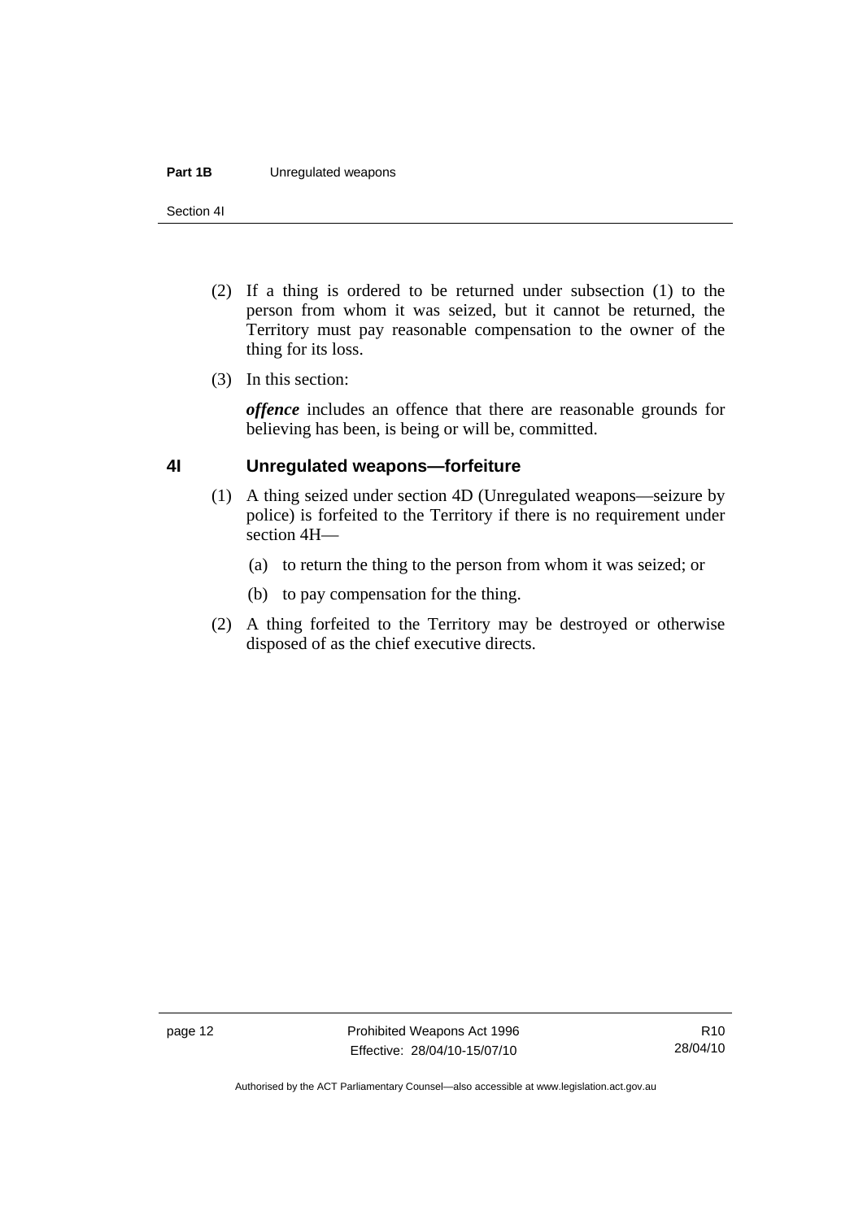(2) If a thing is ordered to be returned under subsection (1) to the person from whom it was seized, but it cannot be returned, the Territory must pay reasonable compensation to the owner of the thing for its loss.

(3) In this section:

***offence*** includes an offence that there are reasonable grounds for believing has been, is being or will be, committed.

## 4I Unregulated weapons—forfeiture

(1) A thing seized under section 4D (Unregulated weapons—seizure by police) is forfeited to the Territory if there is no requirement under section 4H—

(a) to return the thing to the person from whom it was seized; or

(b) to pay compensation for the thing.

(2) A thing forfeited to the Territory may be destroyed or otherwise disposed of as the chief executive directs.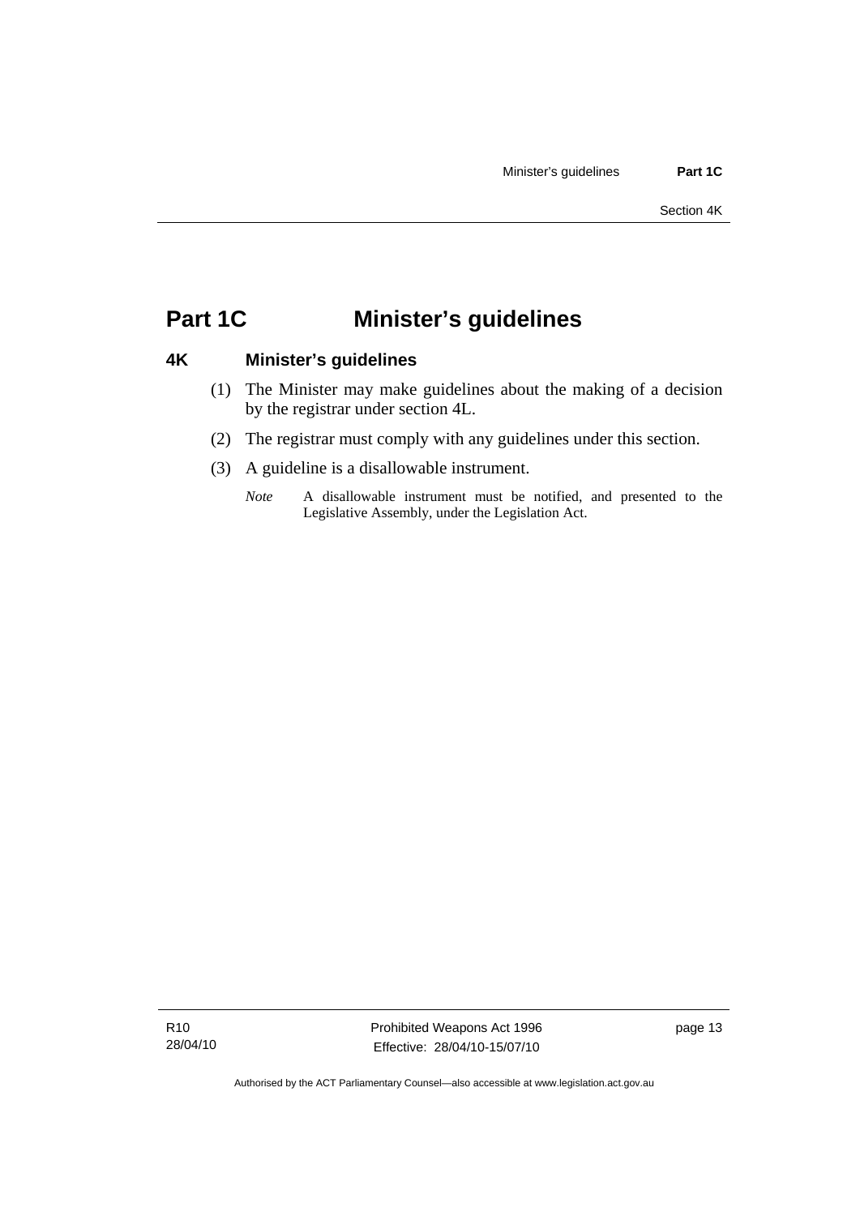# Part 1C Minister's guidelines

## 4K Minister's guidelines

(1) The Minister may make guidelines about the making of a decision by the registrar under section 4L.

(2) The registrar must comply with any guidelines under this section.

(3) A guideline is a disallowable instrument.

*Note* A disallowable instrument must be notified, and presented to the Legislative Assembly, under the Legislation Act.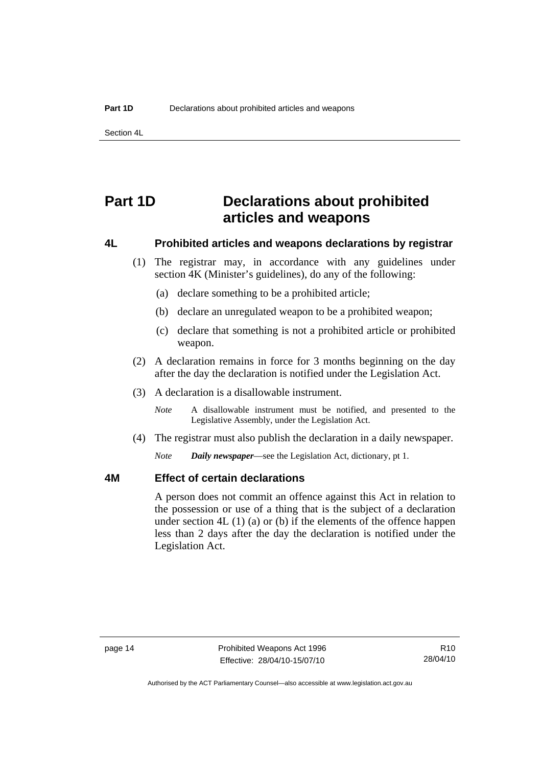# Part 1D Declarations about prohibited articles and weapons

## 4L Prohibited articles and weapons declarations by registrar

(1) The registrar may, in accordance with any guidelines under section 4K (Minister's guidelines), do any of the following:

(a) declare something to be a prohibited article;

(b) declare an unregulated weapon to be a prohibited weapon;

(c) declare that something is not a prohibited article or prohibited weapon.

(2) A declaration remains in force for 3 months beginning on the day after the day the declaration is notified under the Legislation Act.

(3) A declaration is a disallowable instrument.

*Note* A disallowable instrument must be notified, and presented to the Legislative Assembly, under the Legislation Act.

(4) The registrar must also publish the declaration in a daily newspaper.

*Note* ***Daily newspaper***—see the Legislation Act, dictionary, pt 1.

## 4M Effect of certain declarations

A person does not commit an offence against this Act in relation to the possession or use of a thing that is the subject of a declaration under section 4L (1) (a) or (b) if the elements of the offence happen less than 2 days after the day the declaration is notified under the Legislation Act.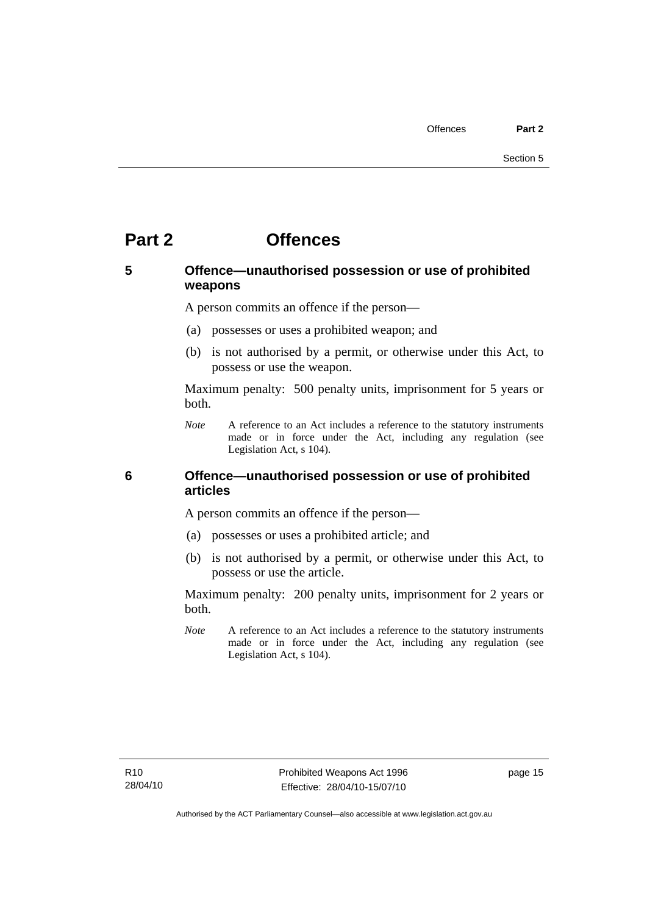# Part 2 Offences

## 5 Offence—unauthorised possession or use of prohibited weapons

A person commits an offence if the person—

(a) possesses or uses a prohibited weapon; and

(b) is not authorised by a permit, or otherwise under this Act, to possess or use the weapon.

Maximum penalty: 500 penalty units, imprisonment for 5 years or both.

*Note* A reference to an Act includes a reference to the statutory instruments made or in force under the Act, including any regulation (see Legislation Act, s 104).

## 6 Offence—unauthorised possession or use of prohibited articles

A person commits an offence if the person—

(a) possesses or uses a prohibited article; and

(b) is not authorised by a permit, or otherwise under this Act, to possess or use the article.

Maximum penalty: 200 penalty units, imprisonment for 2 years or both.

*Note* A reference to an Act includes a reference to the statutory instruments made or in force under the Act, including any regulation (see Legislation Act, s 104).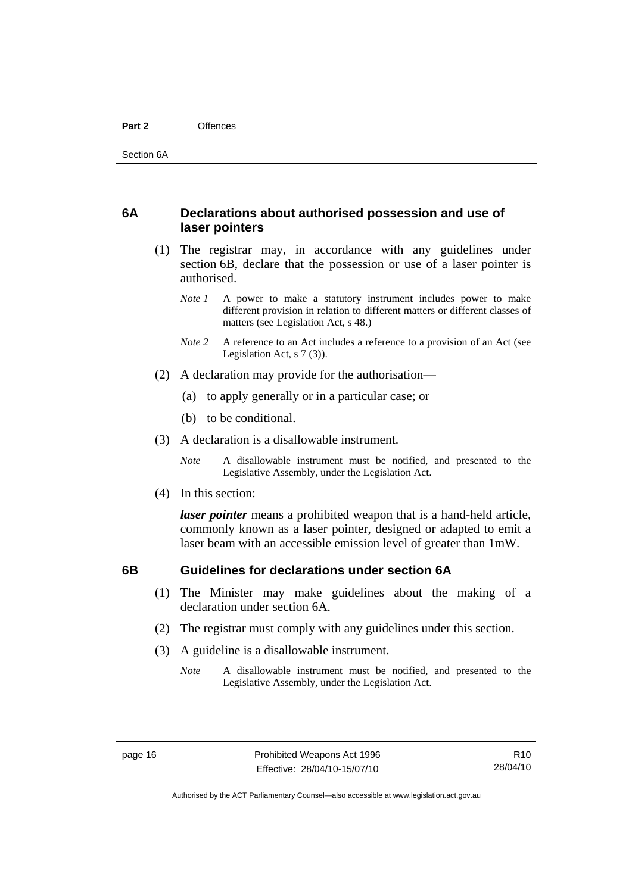## 6A Declarations about authorised possession and use of laser pointers

(1) The registrar may, in accordance with any guidelines under section 6B, declare that the possession or use of a laser pointer is authorised.

*Note 1* A power to make a statutory instrument includes power to make different provision in relation to different matters or different classes of matters (see Legislation Act, s 48.)

*Note 2* A reference to an Act includes a reference to a provision of an Act (see Legislation Act, s 7 (3)).

(2) A declaration may provide for the authorisation—

(a) to apply generally or in a particular case; or

(b) to be conditional.

(3) A declaration is a disallowable instrument.

*Note* A disallowable instrument must be notified, and presented to the Legislative Assembly, under the Legislation Act.

(4) In this section:

***laser pointer*** means a prohibited weapon that is a hand-held article, commonly known as a laser pointer, designed or adapted to emit a laser beam with an accessible emission level of greater than 1mW.

## 6B Guidelines for declarations under section 6A

(1) The Minister may make guidelines about the making of a declaration under section 6A.

(2) The registrar must comply with any guidelines under this section.

(3) A guideline is a disallowable instrument.

*Note* A disallowable instrument must be notified, and presented to the Legislative Assembly, under the Legislation Act.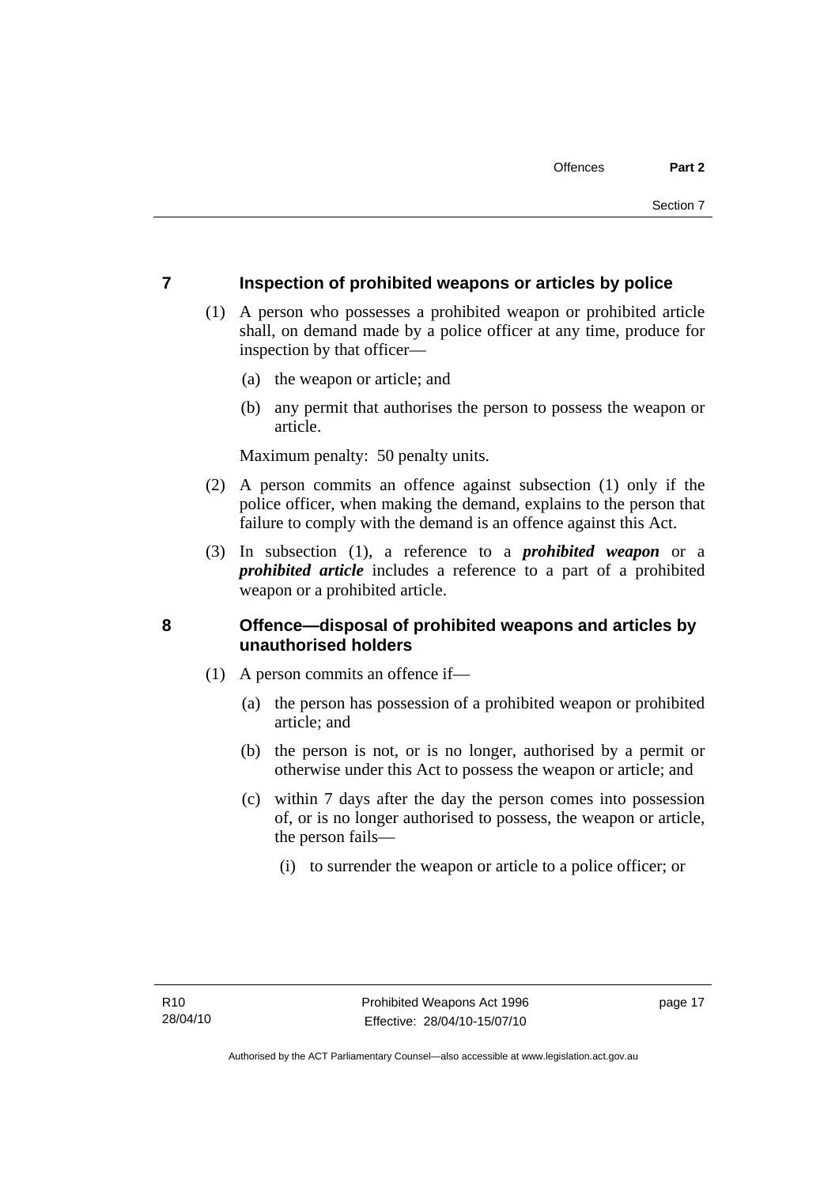## 7 Inspection of prohibited weapons or articles by police

(1) A person who possesses a prohibited weapon or prohibited article shall, on demand made by a police officer at any time, produce for inspection by that officer—

(a) the weapon or article; and

(b) any permit that authorises the person to possess the weapon or article.

Maximum penalty: 50 penalty units.

(2) A person commits an offence against subsection (1) only if the police officer, when making the demand, explains to the person that failure to comply with the demand is an offence against this Act.

(3) In subsection (1), a reference to a ***prohibited weapon*** or a ***prohibited article*** includes a reference to a part of a prohibited weapon or a prohibited article.

## 8 Offence—disposal of prohibited weapons and articles by unauthorised holders

(1) A person commits an offence if—

(a) the person has possession of a prohibited weapon or prohibited article; and

(b) the person is not, or is no longer, authorised by a permit or otherwise under this Act to possess the weapon or article; and

(c) within 7 days after the day the person comes into possession of, or is no longer authorised to possess, the weapon or article, the person fails—

(i) to surrender the weapon or article to a police officer; or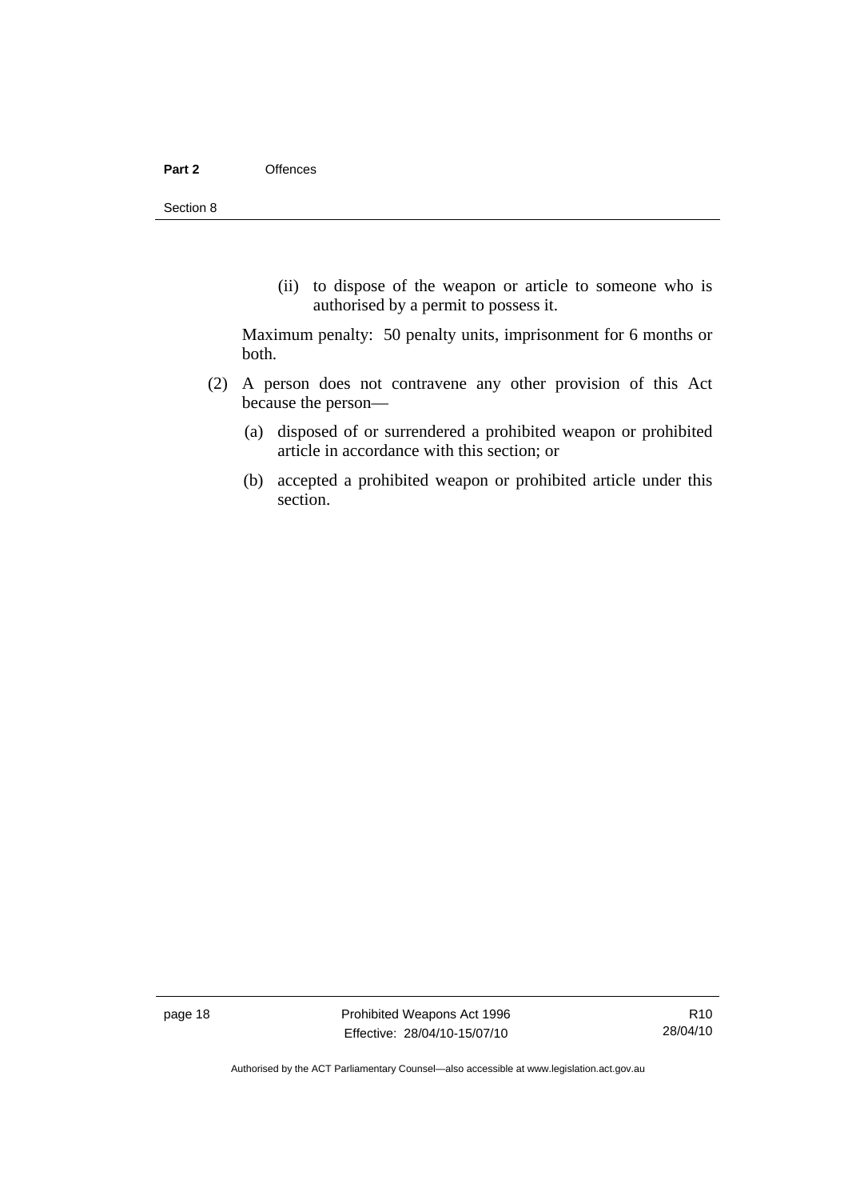(ii) to dispose of the weapon or article to someone who is authorised by a permit to possess it.

Maximum penalty: 50 penalty units, imprisonment for 6 months or both.

(2) A person does not contravene any other provision of this Act because the person—

(a) disposed of or surrendered a prohibited weapon or prohibited article in accordance with this section; or

(b) accepted a prohibited weapon or prohibited article under this section.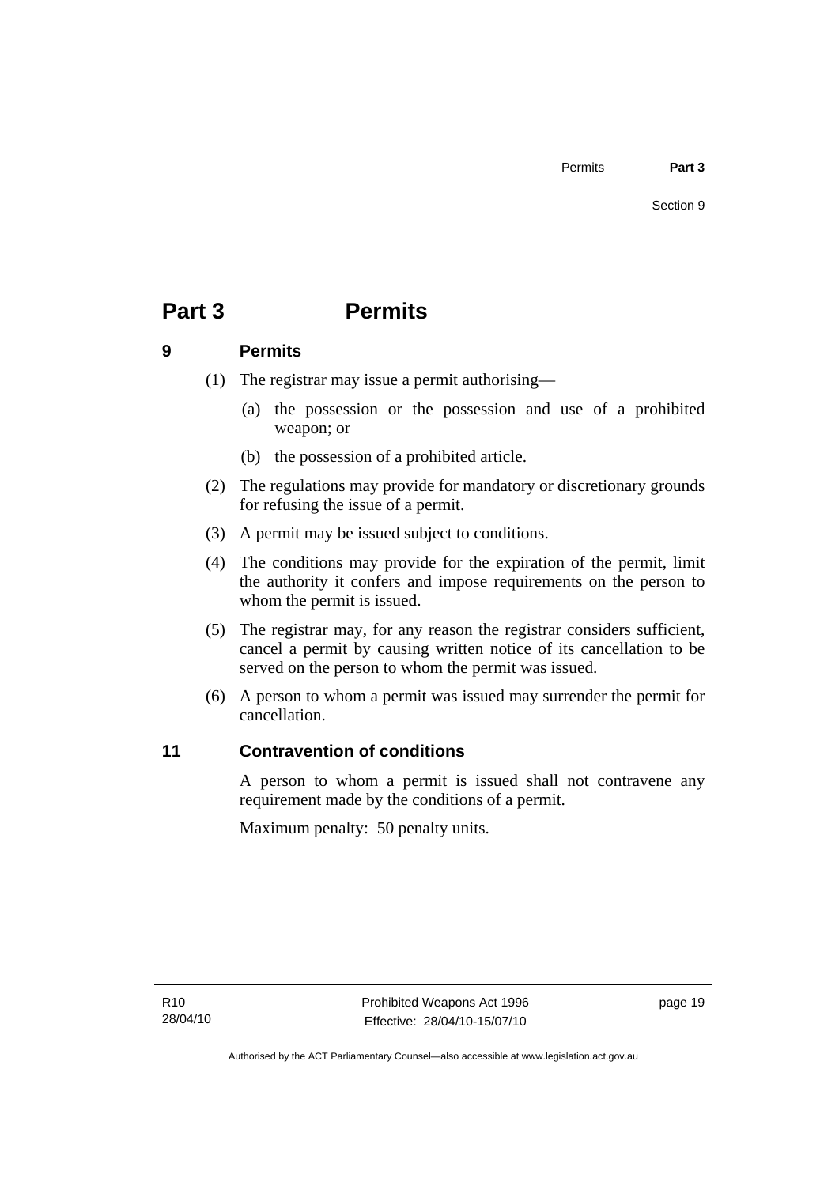# Part 3 Permits

## 9 Permits

(1) The registrar may issue a permit authorising—

(a) the possession or the possession and use of a prohibited weapon; or

(b) the possession of a prohibited article.

(2) The regulations may provide for mandatory or discretionary grounds for refusing the issue of a permit.

(3) A permit may be issued subject to conditions.

(4) The conditions may provide for the expiration of the permit, limit the authority it confers and impose requirements on the person to whom the permit is issued.

(5) The registrar may, for any reason the registrar considers sufficient, cancel a permit by causing written notice of its cancellation to be served on the person to whom the permit was issued.

(6) A person to whom a permit was issued may surrender the permit for cancellation.

## 11 Contravention of conditions

A person to whom a permit is issued shall not contravene any requirement made by the conditions of a permit.

Maximum penalty: 50 penalty units.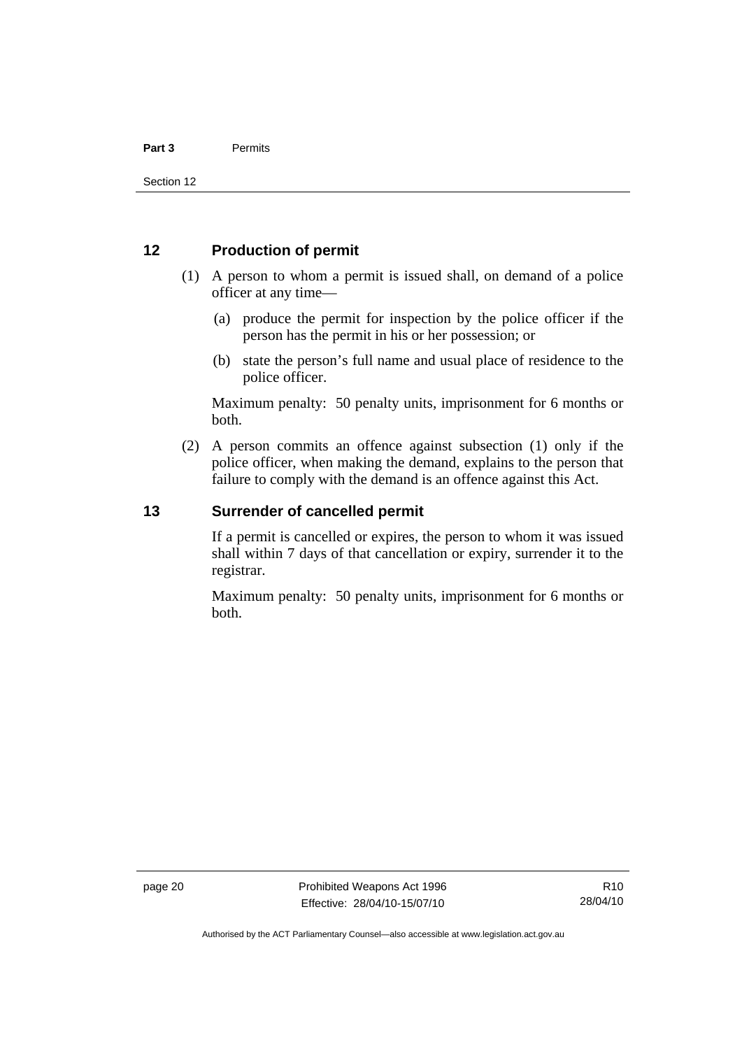## 12 Production of permit

(1) A person to whom a permit is issued shall, on demand of a police officer at any time—

(a) produce the permit for inspection by the police officer if the person has the permit in his or her possession; or

(b) state the person's full name and usual place of residence to the police officer.

Maximum penalty: 50 penalty units, imprisonment for 6 months or both.

(2) A person commits an offence against subsection (1) only if the police officer, when making the demand, explains to the person that failure to comply with the demand is an offence against this Act.

## 13 Surrender of cancelled permit

If a permit is cancelled or expires, the person to whom it was issued shall within 7 days of that cancellation or expiry, surrender it to the registrar.

Maximum penalty: 50 penalty units, imprisonment for 6 months or both.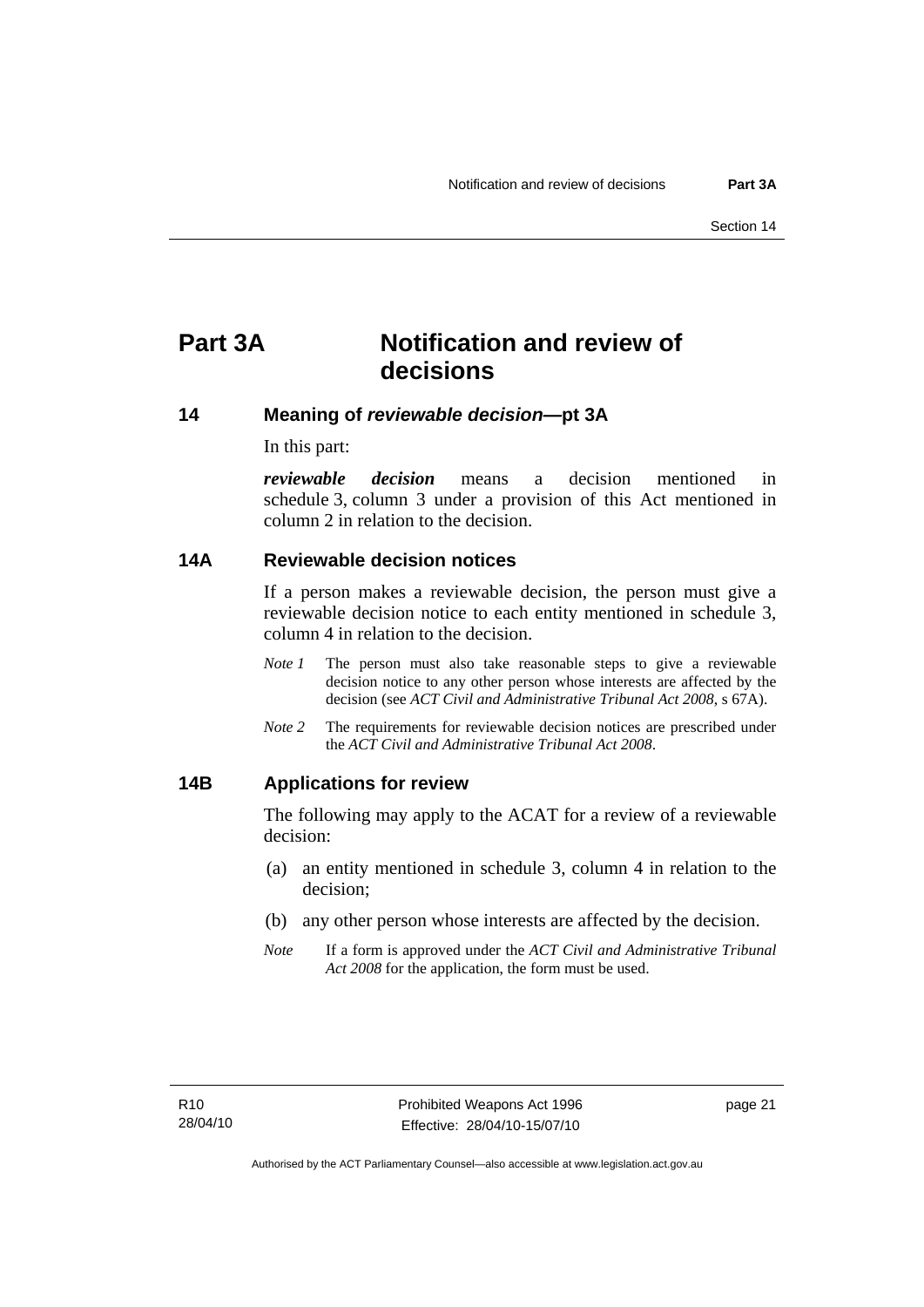# Part 3A Notification and review of decisions

## 14 Meaning of *reviewable decision*—pt 3A

In this part:

***reviewable decision*** means a decision mentioned in schedule 3, column 3 under a provision of this Act mentioned in column 2 in relation to the decision.

## 14A Reviewable decision notices

If a person makes a reviewable decision, the person must give a reviewable decision notice to each entity mentioned in schedule 3, column 4 in relation to the decision.

*Note 1* The person must also take reasonable steps to give a reviewable decision notice to any other person whose interests are affected by the decision (see *ACT Civil and Administrative Tribunal Act 2008*, s 67A).

*Note 2* The requirements for reviewable decision notices are prescribed under the *ACT Civil and Administrative Tribunal Act 2008*.

## 14B Applications for review

The following may apply to the ACAT for a review of a reviewable decision:

(a) an entity mentioned in schedule 3, column 4 in relation to the decision;

(b) any other person whose interests are affected by the decision.

*Note* If a form is approved under the *ACT Civil and Administrative Tribunal Act 2008* for the application, the form must be used.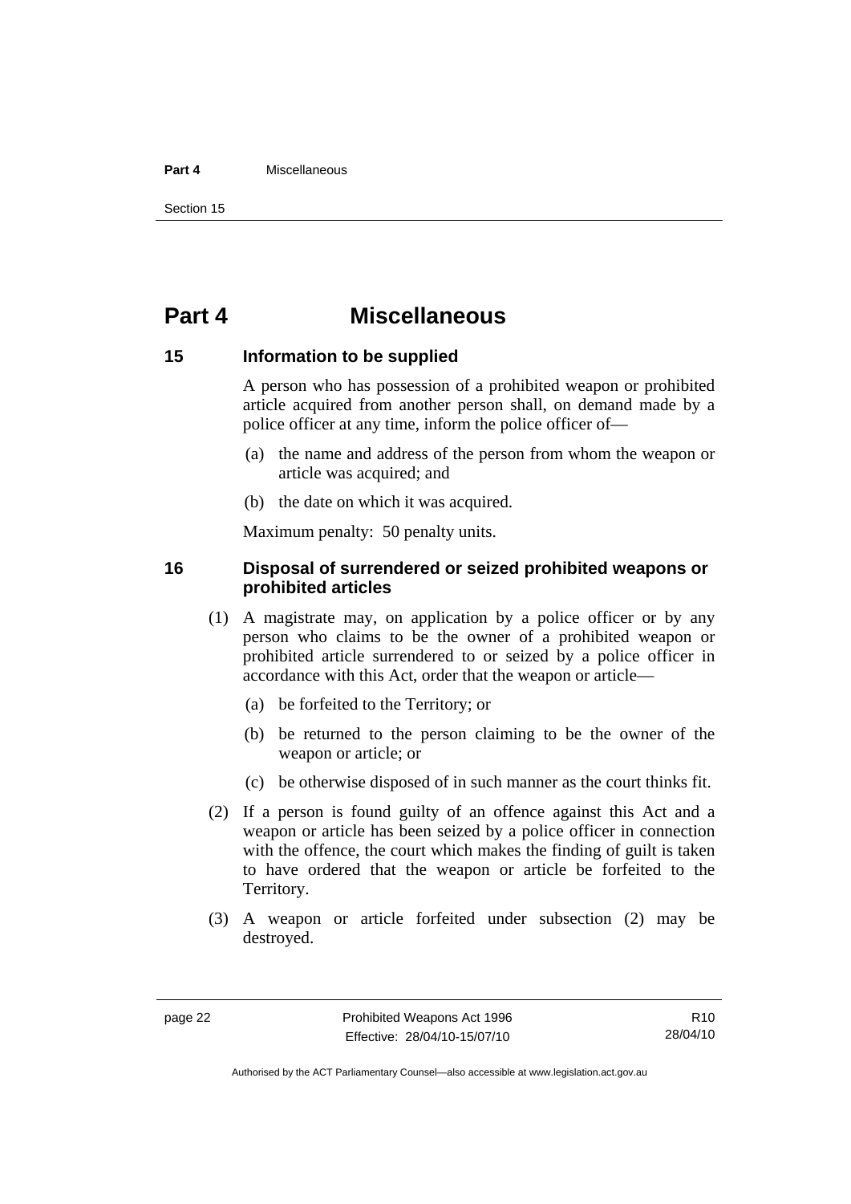# Part 4 Miscellaneous

## 15 Information to be supplied

A person who has possession of a prohibited weapon or prohibited article acquired from another person shall, on demand made by a police officer at any time, inform the police officer of—

(a) the name and address of the person from whom the weapon or article was acquired; and

(b) the date on which it was acquired.

Maximum penalty: 50 penalty units.

## 16 Disposal of surrendered or seized prohibited weapons or prohibited articles

(1) A magistrate may, on application by a police officer or by any person who claims to be the owner of a prohibited weapon or prohibited article surrendered to or seized by a police officer in accordance with this Act, order that the weapon or article—

(a) be forfeited to the Territory; or

(b) be returned to the person claiming to be the owner of the weapon or article; or

(c) be otherwise disposed of in such manner as the court thinks fit.

(2) If a person is found guilty of an offence against this Act and a weapon or article has been seized by a police officer in connection with the offence, the court which makes the finding of guilt is taken to have ordered that the weapon or article be forfeited to the Territory.

(3) A weapon or article forfeited under subsection (2) may be destroyed.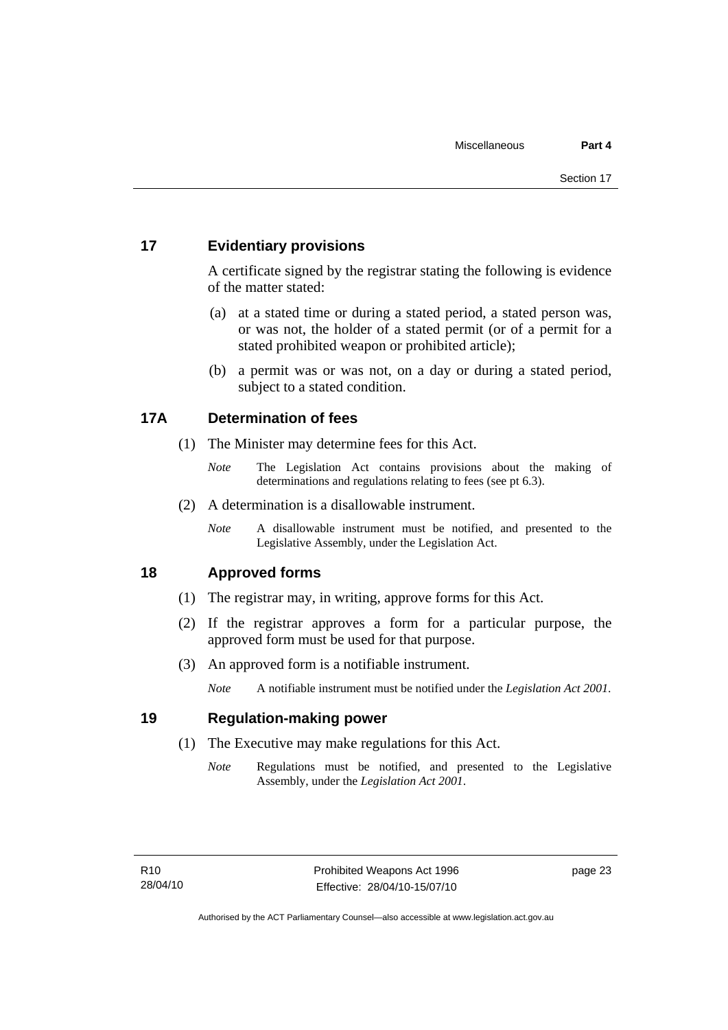## 17 Evidentiary provisions

A certificate signed by the registrar stating the following is evidence of the matter stated:

(a) at a stated time or during a stated period, a stated person was, or was not, the holder of a stated permit (or of a permit for a stated prohibited weapon or prohibited article);

(b) a permit was or was not, on a day or during a stated period, subject to a stated condition.

## 17A Determination of fees

(1) The Minister may determine fees for this Act.

*Note* The Legislation Act contains provisions about the making of determinations and regulations relating to fees (see pt 6.3).

(2) A determination is a disallowable instrument.

*Note* A disallowable instrument must be notified, and presented to the Legislative Assembly, under the Legislation Act.

## 18 Approved forms

(1) The registrar may, in writing, approve forms for this Act.

(2) If the registrar approves a form for a particular purpose, the approved form must be used for that purpose.

(3) An approved form is a notifiable instrument.

*Note* A notifiable instrument must be notified under the *Legislation Act 2001*.

## 19 Regulation-making power

(1) The Executive may make regulations for this Act.

*Note* Regulations must be notified, and presented to the Legislative Assembly, under the *Legislation Act 2001*.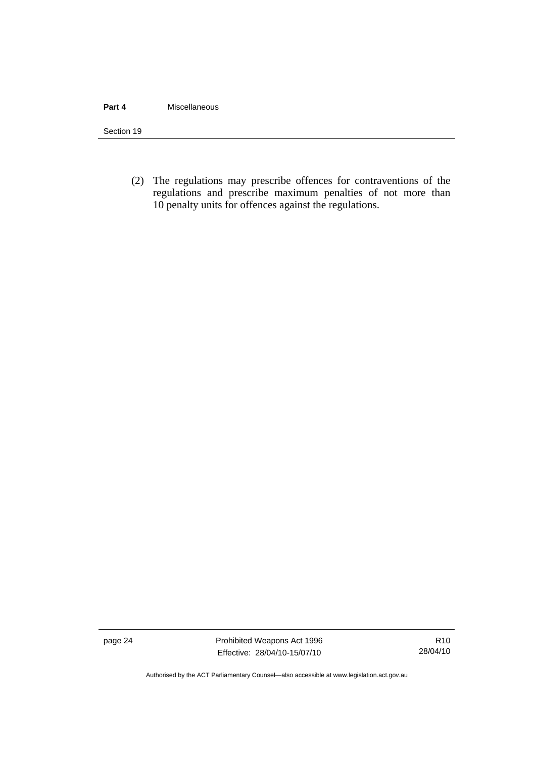(2) The regulations may prescribe offences for contraventions of the regulations and prescribe maximum penalties of not more than 10 penalty units for offences against the regulations.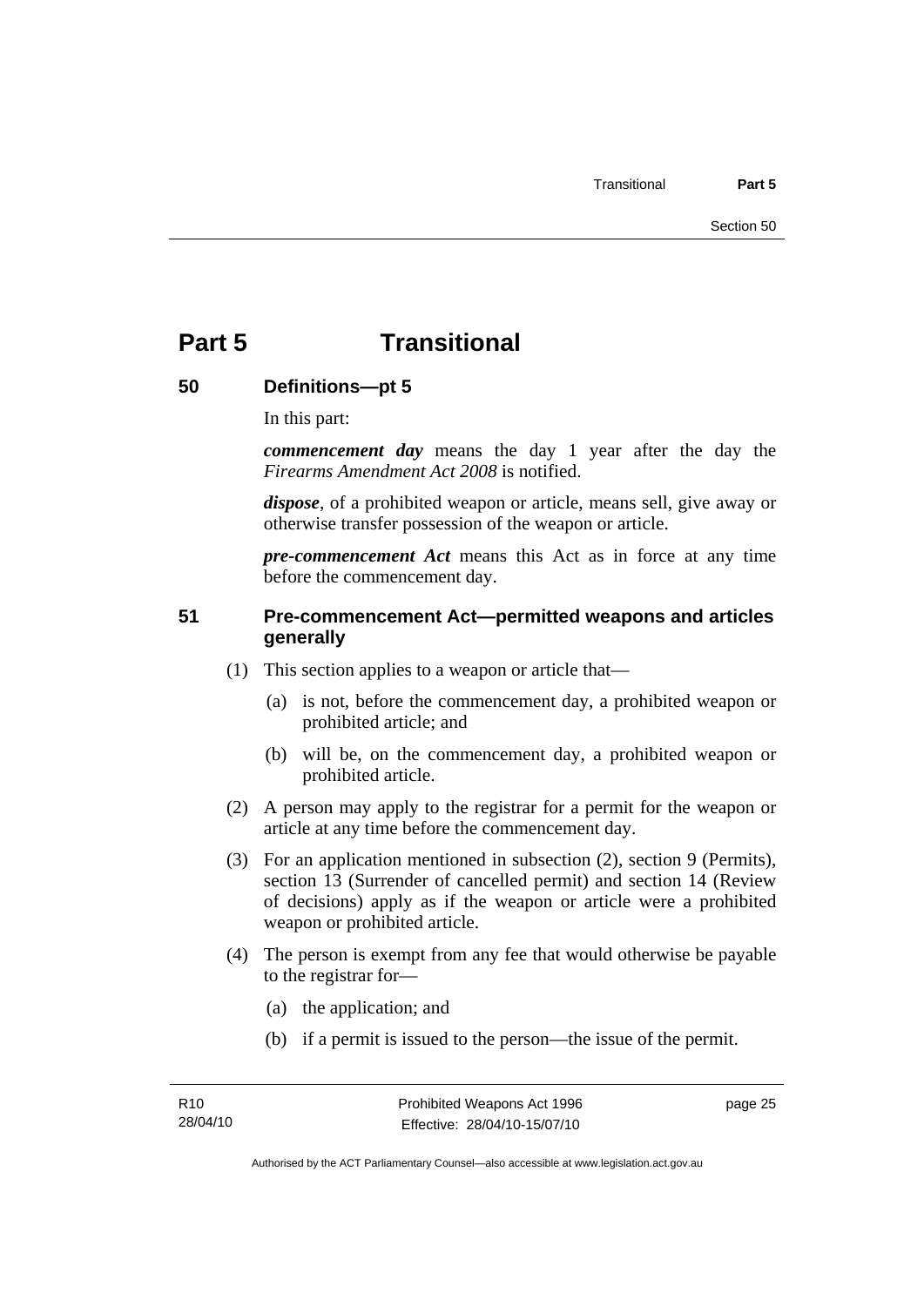# Part 5 Transitional

## 50 Definitions—pt 5

In this part:

***commencement day*** means the day 1 year after the day the *Firearms Amendment Act 2008* is notified.

***dispose***, of a prohibited weapon or article, means sell, give away or otherwise transfer possession of the weapon or article.

***pre-commencement Act*** means this Act as in force at any time before the commencement day.

## 51 Pre-commencement Act—permitted weapons and articles generally

(1) This section applies to a weapon or article that—

(a) is not, before the commencement day, a prohibited weapon or prohibited article; and

(b) will be, on the commencement day, a prohibited weapon or prohibited article.

(2) A person may apply to the registrar for a permit for the weapon or article at any time before the commencement day.

(3) For an application mentioned in subsection (2), section 9 (Permits), section 13 (Surrender of cancelled permit) and section 14 (Review of decisions) apply as if the weapon or article were a prohibited weapon or prohibited article.

(4) The person is exempt from any fee that would otherwise be payable to the registrar for—

(a) the application; and

(b) if a permit is issued to the person—the issue of the permit.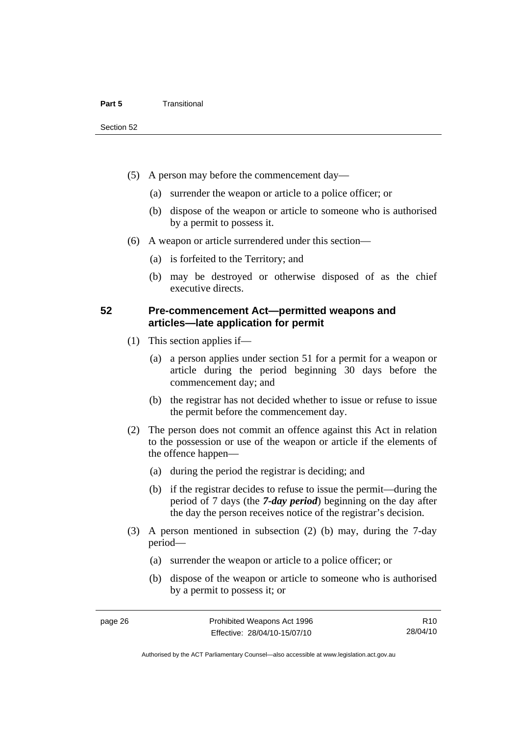(5) A person may before the commencement day—

(a) surrender the weapon or article to a police officer; or

(b) dispose of the weapon or article to someone who is authorised by a permit to possess it.

(6) A weapon or article surrendered under this section—

(a) is forfeited to the Territory; and

(b) may be destroyed or otherwise disposed of as the chief executive directs.

## 52 Pre-commencement Act—permitted weapons and articles—late application for permit

(1) This section applies if—

(a) a person applies under section 51 for a permit for a weapon or article during the period beginning 30 days before the commencement day; and

(b) the registrar has not decided whether to issue or refuse to issue the permit before the commencement day.

(2) The person does not commit an offence against this Act in relation to the possession or use of the weapon or article if the elements of the offence happen—

(a) during the period the registrar is deciding; and

(b) if the registrar decides to refuse to issue the permit—during the period of 7 days (the ***7-day period***) beginning on the day after the day the person receives notice of the registrar's decision.

(3) A person mentioned in subsection (2) (b) may, during the 7-day period—

(a) surrender the weapon or article to a police officer; or

(b) dispose of the weapon or article to someone who is authorised by a permit to possess it; or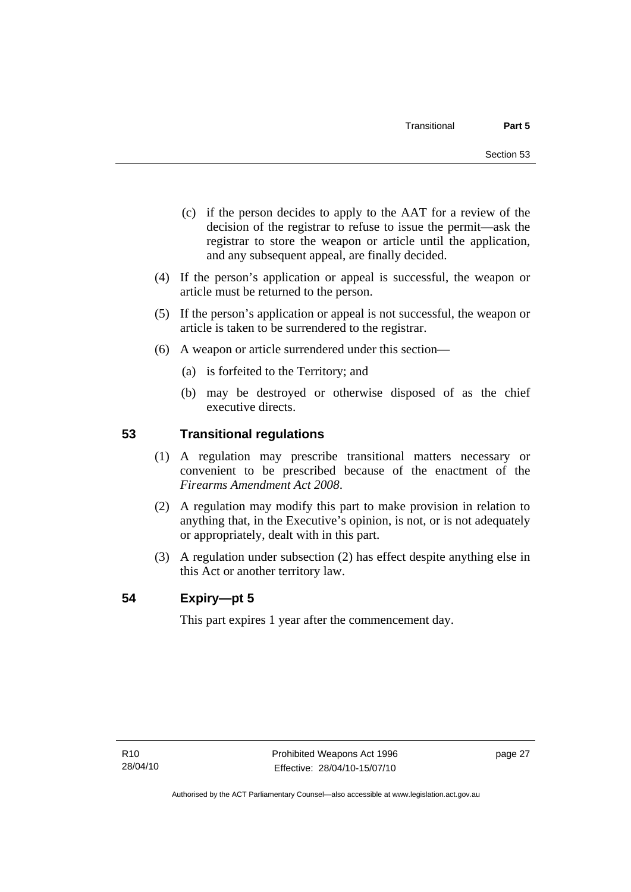(c) if the person decides to apply to the AAT for a review of the decision of the registrar to refuse to issue the permit—ask the registrar to store the weapon or article until the application, and any subsequent appeal, are finally decided.

(4) If the person's application or appeal is successful, the weapon or article must be returned to the person.

(5) If the person's application or appeal is not successful, the weapon or article is taken to be surrendered to the registrar.

(6) A weapon or article surrendered under this section—

(a) is forfeited to the Territory; and

(b) may be destroyed or otherwise disposed of as the chief executive directs.

## 53 Transitional regulations

(1) A regulation may prescribe transitional matters necessary or convenient to be prescribed because of the enactment of the *Firearms Amendment Act 2008*.

(2) A regulation may modify this part to make provision in relation to anything that, in the Executive's opinion, is not, or is not adequately or appropriately, dealt with in this part.

(3) A regulation under subsection (2) has effect despite anything else in this Act or another territory law.

## 54 Expiry—pt 5

This part expires 1 year after the commencement day.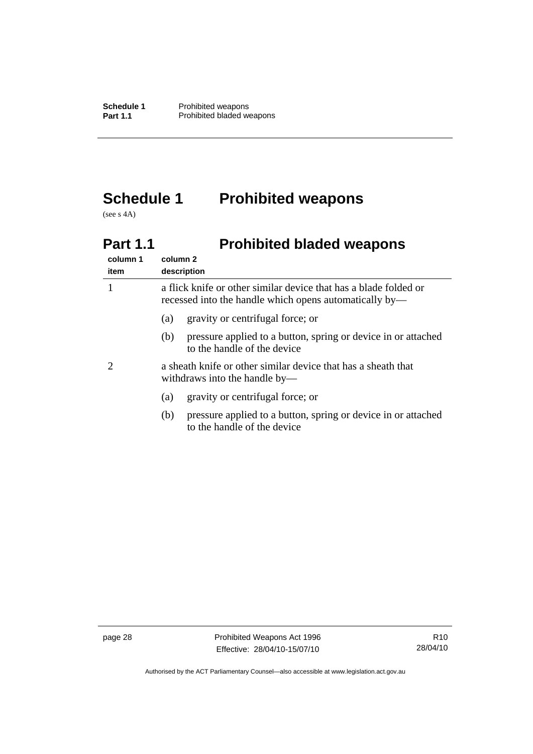# Schedule 1 Prohibited weapons

(see s 4A)

## Part 1.1 Prohibited bladed weapons

| column 1<br>item | column 2<br>description |
|---|---|
| 1 | a flick knife or other similar device that has a blade folded or recessed into the handle which opens automatically by—<br>(a) gravity or centrifugal force; or<br>(b) pressure applied to a button, spring or device in or attached to the handle of the device |
| 2 | a sheath knife or other similar device that has a sheath that withdraws into the handle by—<br>(a) gravity or centrifugal force; or<br>(b) pressure applied to a button, spring or device in or attached to the handle of the device |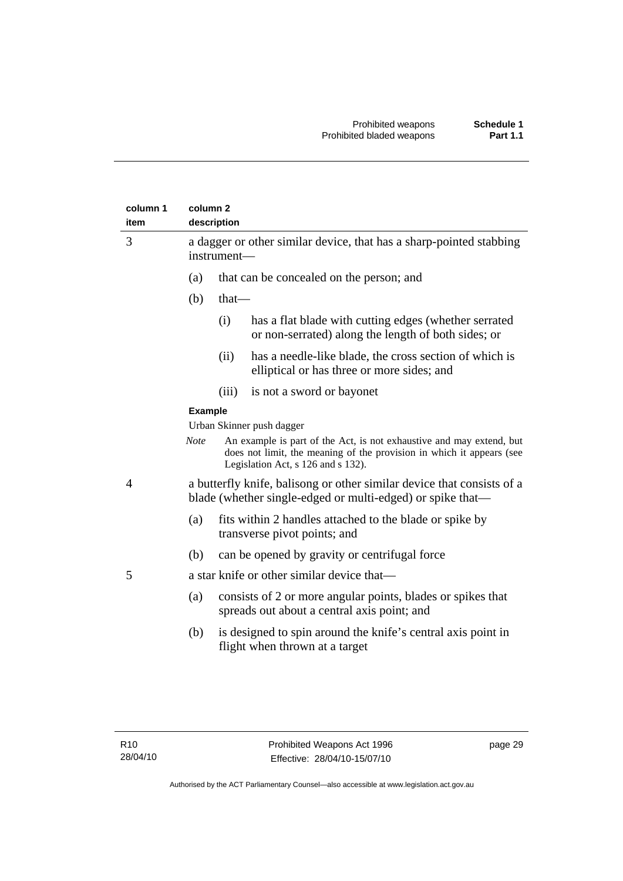| column 1 item | column 2 description |
|---|---|
| 3 | a dagger or other similar device, that has a sharp-pointed stabbing instrument—<br>(a) that can be concealed on the person; and<br>(b) that—<br>(i) has a flat blade with cutting edges (whether serrated or non-serrated) along the length of both sides; or<br>(ii) has a needle-like blade, the cross section of which is elliptical or has three or more sides; and<br>(iii) is not a sword or bayonet<br>**Example**<br>Urban Skinner push dagger<br>*Note* An example is part of the Act, is not exhaustive and may extend, but does not limit, the meaning of the provision in which it appears (see Legislation Act, s 126 and s 132). |
| 4 | a butterfly knife, balisong or other similar device that consists of a blade (whether single-edged or multi-edged) or spike that—<br>(a) fits within 2 handles attached to the blade or spike by transverse pivot points; and<br>(b) can be opened by gravity or centrifugal force |
| 5 | a star knife or other similar device that—<br>(a) consists of 2 or more angular points, blades or spikes that spreads out about a central axis point; and<br>(b) is designed to spin around the knife's central axis point in flight when thrown at a target |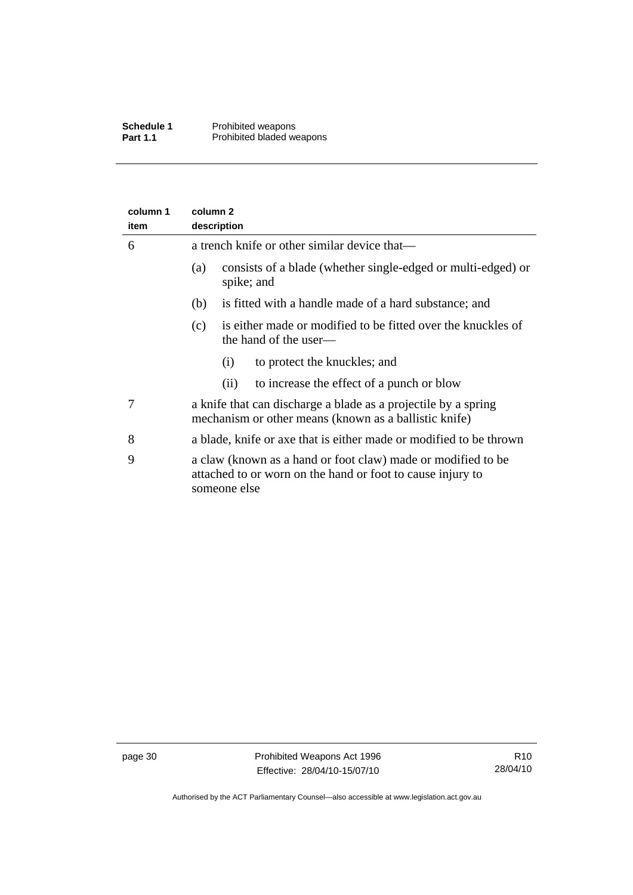| column 1 item | column 2 description |
|---|---|
| 6 | a trench knife or other similar device that—<br>(a) consists of a blade (whether single-edged or multi-edged) or spike; and<br>(b) is fitted with a handle made of a hard substance; and<br>(c) is either made or modified to be fitted over the knuckles of the hand of the user—<br>(i) to protect the knuckles; and<br>(ii) to increase the effect of a punch or blow |
| 7 | a knife that can discharge a blade as a projectile by a spring mechanism or other means (known as a ballistic knife) |
| 8 | a blade, knife or axe that is either made or modified to be thrown |
| 9 | a claw (known as a hand or foot claw) made or modified to be attached to or worn on the hand or foot to cause injury to someone else |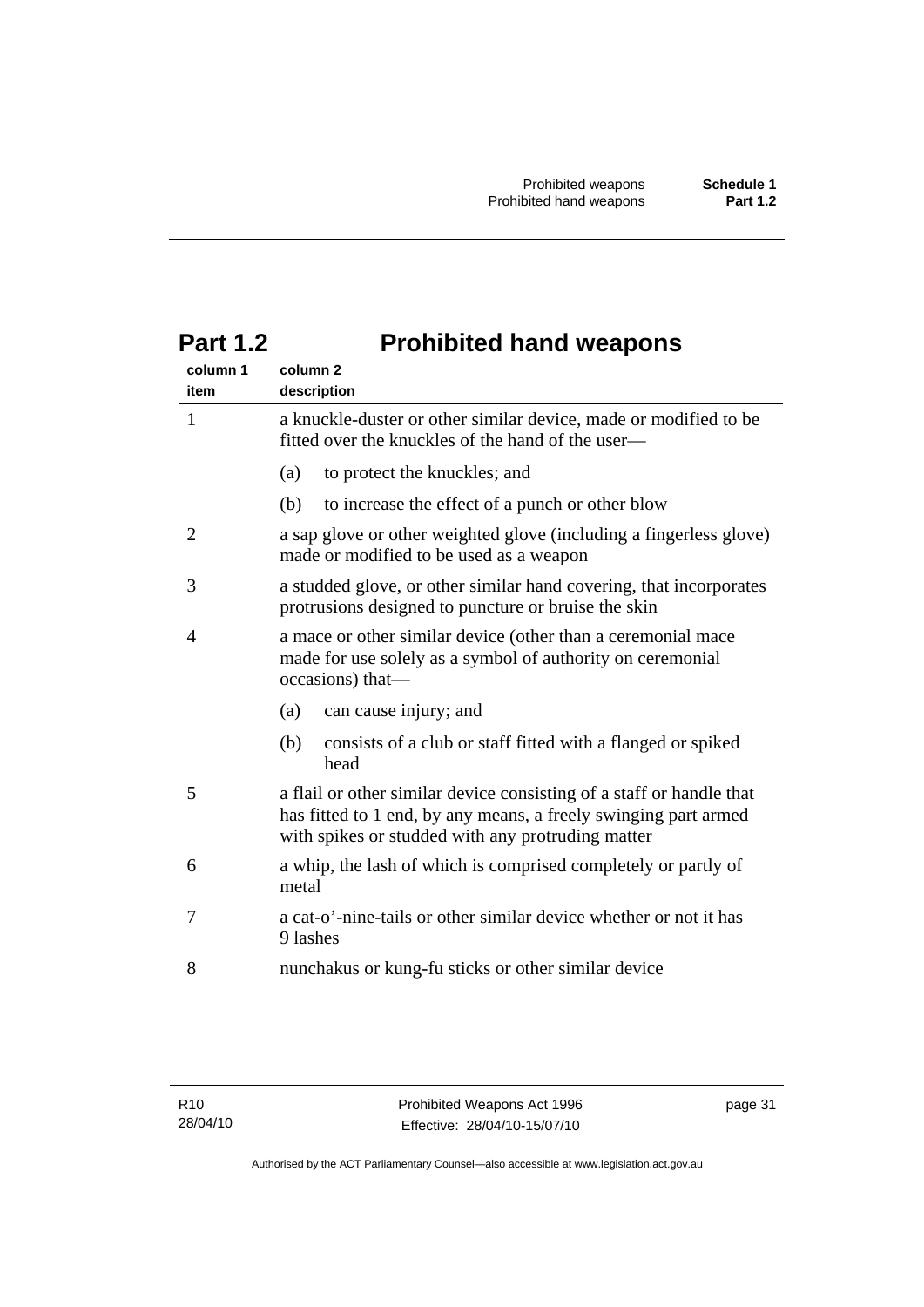# Part 1.2 Prohibited hand weapons

| column 1 item | column 2 description |
|---|---|
| 1 | a knuckle-duster or other similar device, made or modified to be fitted over the knuckles of the hand of the user—<br>(a) to protect the knuckles; and<br>(b) to increase the effect of a punch or other blow |
| 2 | a sap glove or other weighted glove (including a fingerless glove) made or modified to be used as a weapon |
| 3 | a studded glove, or other similar hand covering, that incorporates protrusions designed to puncture or bruise the skin |
| 4 | a mace or other similar device (other than a ceremonial mace made for use solely as a symbol of authority on ceremonial occasions) that—<br>(a) can cause injury; and<br>(b) consists of a club or staff fitted with a flanged or spiked head |
| 5 | a flail or other similar device consisting of a staff or handle that has fitted to 1 end, by any means, a freely swinging part armed with spikes or studded with any protruding matter |
| 6 | a whip, the lash of which is comprised completely or partly of metal |
| 7 | a cat-o'-nine-tails or other similar device whether or not it has 9 lashes |
| 8 | nunchakus or kung-fu sticks or other similar device |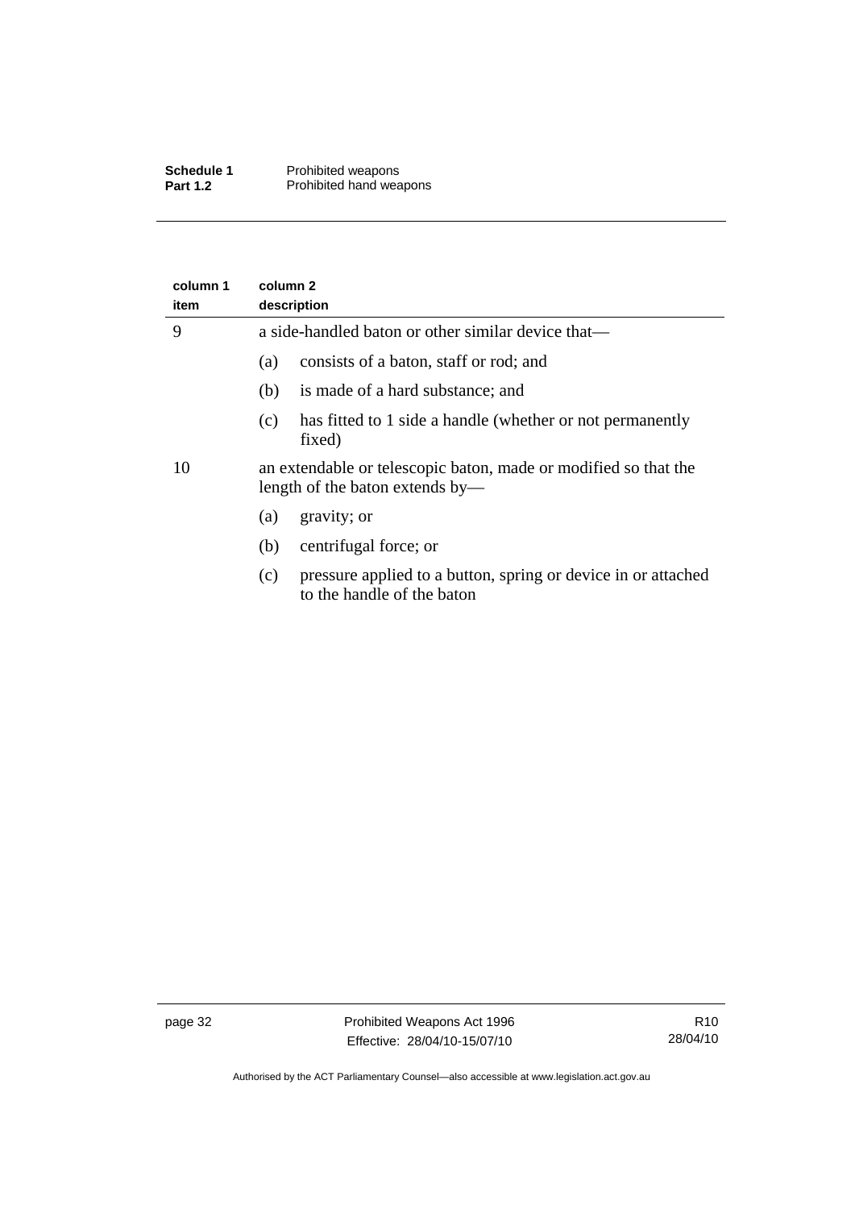| column 1 item | column 2 description |
|---|---|
| 9 | a side-handled baton or other similar device that—<br>(a) consists of a baton, staff or rod; and<br>(b) is made of a hard substance; and<br>(c) has fitted to 1 side a handle (whether or not permanently fixed) |
| 10 | an extendable or telescopic baton, made or modified so that the length of the baton extends by—<br>(a) gravity; or<br>(b) centrifugal force; or<br>(c) pressure applied to a button, spring or device in or attached to the handle of the baton |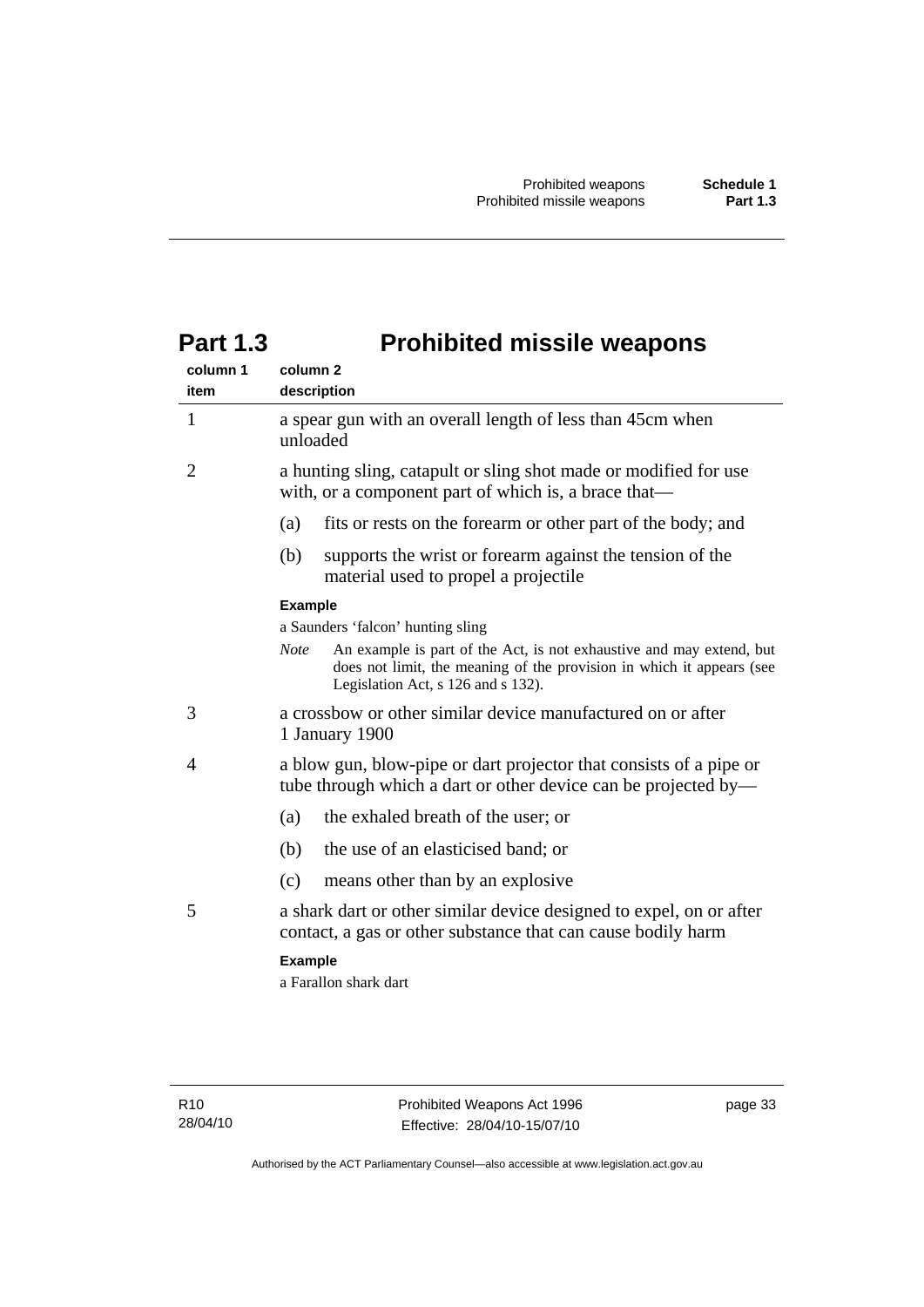# Part 1.3 Prohibited missile weapons

| column 1 item | column 2 description |
|---|---|
| 1 | a spear gun with an overall length of less than 45cm when unloaded |
| 2 | a hunting sling, catapult or sling shot made or modified for use with, or a component part of which is, a brace that—<br>(a) fits or rests on the forearm or other part of the body; and<br>(b) supports the wrist or forearm against the tension of the material used to propel a projectile<br>**Example**<br>a Saunders 'falcon' hunting sling<br>*Note* An example is part of the Act, is not exhaustive and may extend, but does not limit, the meaning of the provision in which it appears (see Legislation Act, s 126 and s 132). |
| 3 | a crossbow or other similar device manufactured on or after 1 January 1900 |
| 4 | a blow gun, blow-pipe or dart projector that consists of a pipe or tube through which a dart or other device can be projected by—<br>(a) the exhaled breath of the user; or<br>(b) the use of an elasticised band; or<br>(c) means other than by an explosive |
| 5 | a shark dart or other similar device designed to expel, on or after contact, a gas or other substance that can cause bodily harm<br>**Example**<br>a Farallon shark dart |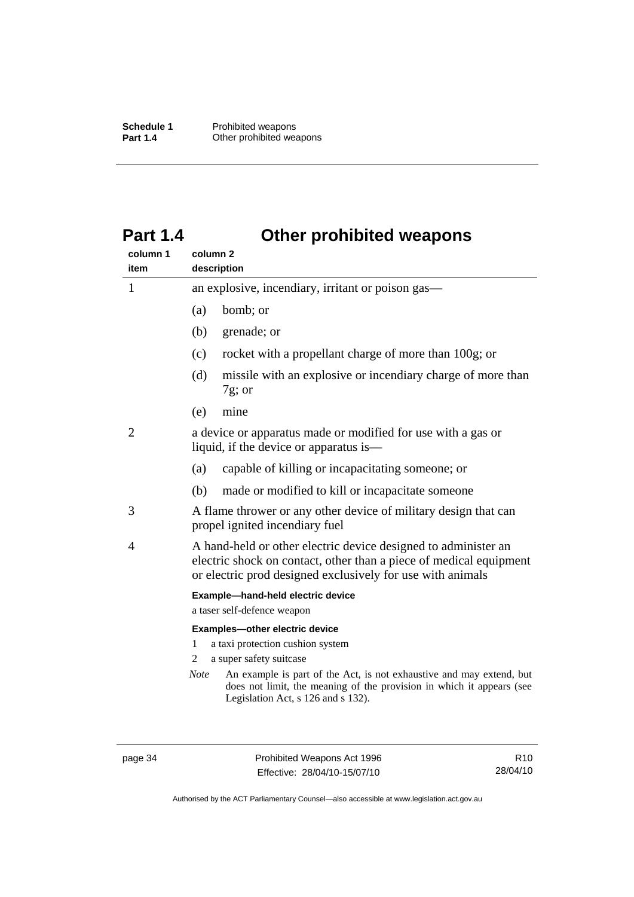# Part 1.4 Other prohibited weapons

| column 1 item | column 2 description |
|---|---|
| 1 | an explosive, incendiary, irritant or poison gas—<br>(a) bomb; or<br>(b) grenade; or<br>(c) rocket with a propellant charge of more than 100g; or<br>(d) missile with an explosive or incendiary charge of more than 7g; or<br>(e) mine |
| 2 | a device or apparatus made or modified for use with a gas or liquid, if the device or apparatus is—<br>(a) capable of killing or incapacitating someone; or<br>(b) made or modified to kill or incapacitate someone |
| 3 | A flame thrower or any other device of military design that can propel ignited incendiary fuel |
| 4 | A hand-held or other electric device designed to administer an electric shock on contact, other than a piece of medical equipment or electric prod designed exclusively for use with animals<br>**Example—hand-held electric device**<br>a taser self-defence weapon<br>**Examples—other electric device**<br>1 a taxi protection cushion system<br>2 a super safety suitcase<br>*Note* An example is part of the Act, is not exhaustive and may extend, but does not limit, the meaning of the provision in which it appears (see Legislation Act, s 126 and s 132). |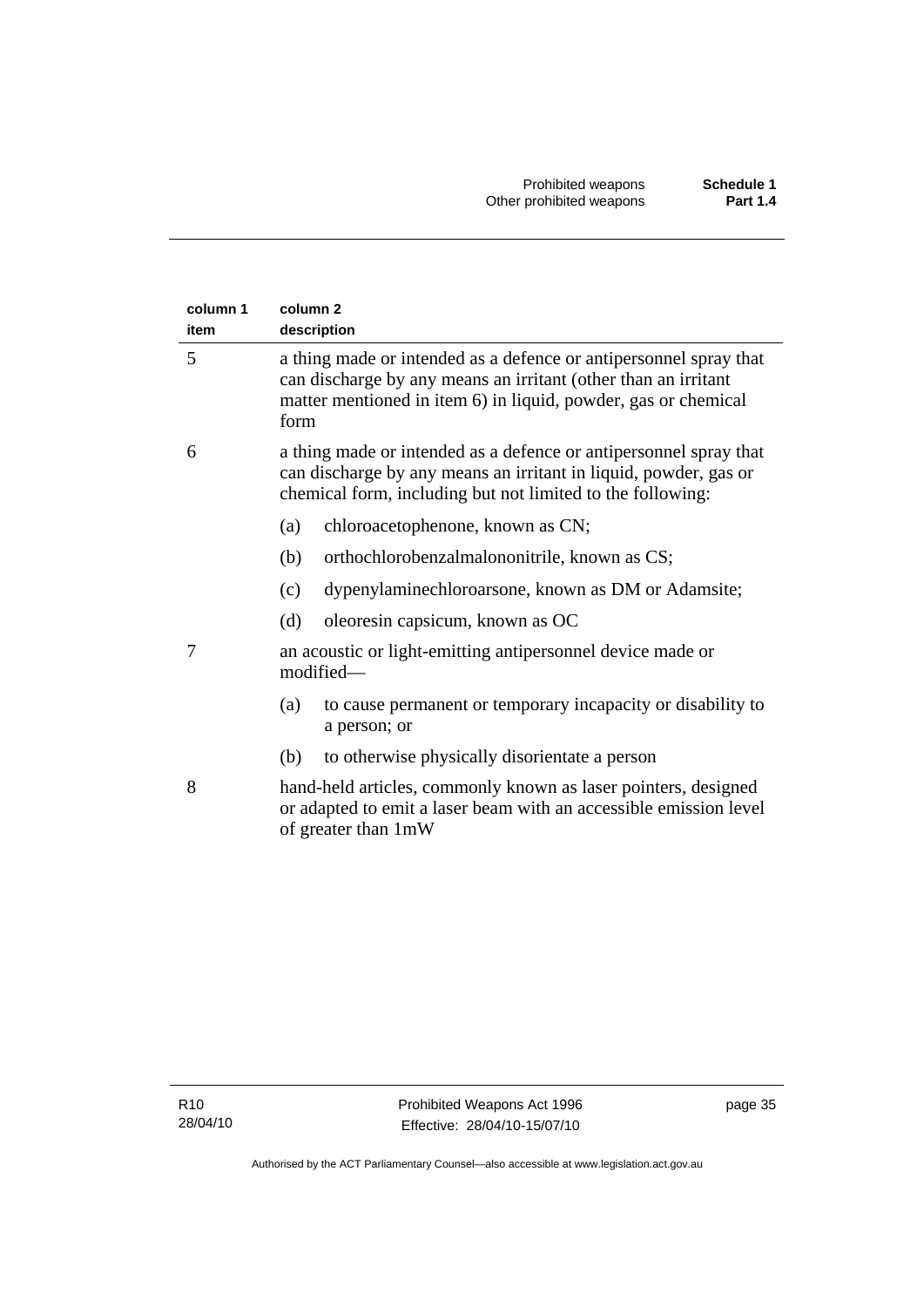| column 1 item | column 2 description |
|---|---|
| 5 | a thing made or intended as a defence or antipersonnel spray that can discharge by any means an irritant (other than an irritant matter mentioned in item 6) in liquid, powder, gas or chemical form |
| 6 | a thing made or intended as a defence or antipersonnel spray that can discharge by any means an irritant in liquid, powder, gas or chemical form, including but not limited to the following:<br>(a) chloroacetophenone, known as CN;<br>(b) orthochlorobenzalmalononitrile, known as CS;<br>(c) dypenylaminechloroarsone, known as DM or Adamsite;<br>(d) oleoresin capsicum, known as OC |
| 7 | an acoustic or light-emitting antipersonnel device made or modified—<br>(a) to cause permanent or temporary incapacity or disability to a person; or<br>(b) to otherwise physically disorientate a person |
| 8 | hand-held articles, commonly known as laser pointers, designed or adapted to emit a laser beam with an accessible emission level of greater than 1mW |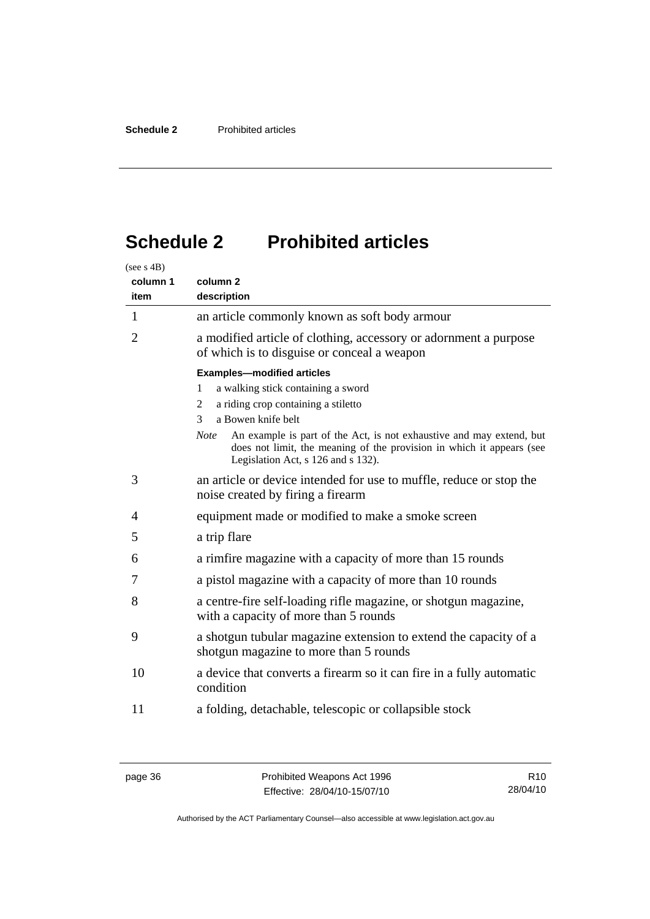# Schedule 2 Prohibited articles

(see s 4B)

| column 1 item | column 2 description |
| --- | --- |
| 1 | an article commonly known as soft body armour |
| 2 | a modified article of clothing, accessory or adornment a purpose of which is to disguise or conceal a weapon<br><br>**Examples—modified articles**<br>1 a walking stick containing a sword<br>2 a riding crop containing a stiletto<br>3 a Bowen knife belt<br><br>*Note* An example is part of the Act, is not exhaustive and may extend, but does not limit, the meaning of the provision in which it appears (see Legislation Act, s 126 and s 132). |
| 3 | an article or device intended for use to muffle, reduce or stop the noise created by firing a firearm |
| 4 | equipment made or modified to make a smoke screen |
| 5 | a trip flare |
| 6 | a rimfire magazine with a capacity of more than 15 rounds |
| 7 | a pistol magazine with a capacity of more than 10 rounds |
| 8 | a centre-fire self-loading rifle magazine, or shotgun magazine, with a capacity of more than 5 rounds |
| 9 | a shotgun tubular magazine extension to extend the capacity of a shotgun magazine to more than 5 rounds |
| 10 | a device that converts a firearm so it can fire in a fully automatic condition |
| 11 | a folding, detachable, telescopic or collapsible stock |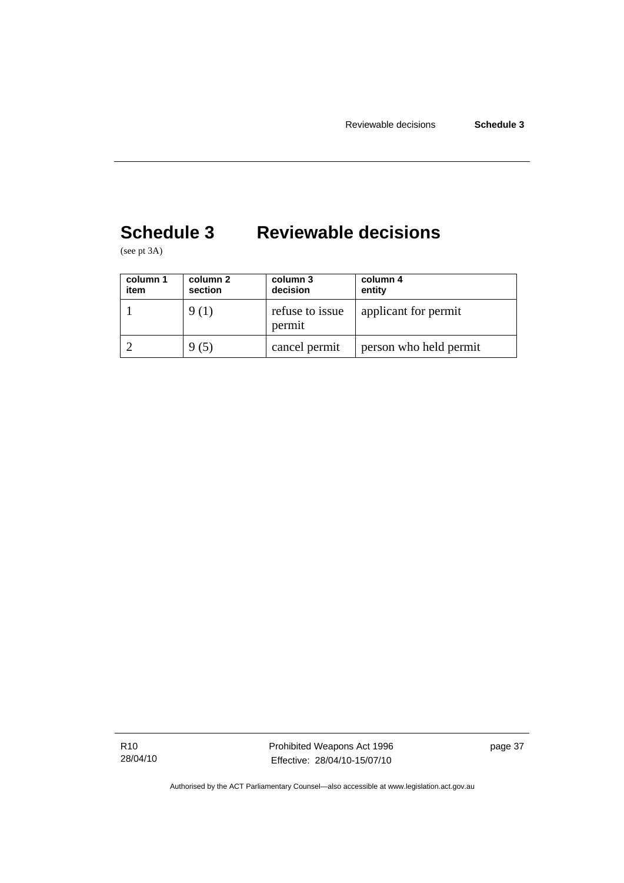# Schedule 3 Reviewable decisions

(see pt 3A)

| column 1 item | column 2 section | column 3 decision | column 4 entity |
|---|---|---|---|
| 1 | 9 (1) | refuse to issue permit | applicant for permit |
| 2 | 9 (5) | cancel permit | person who held permit |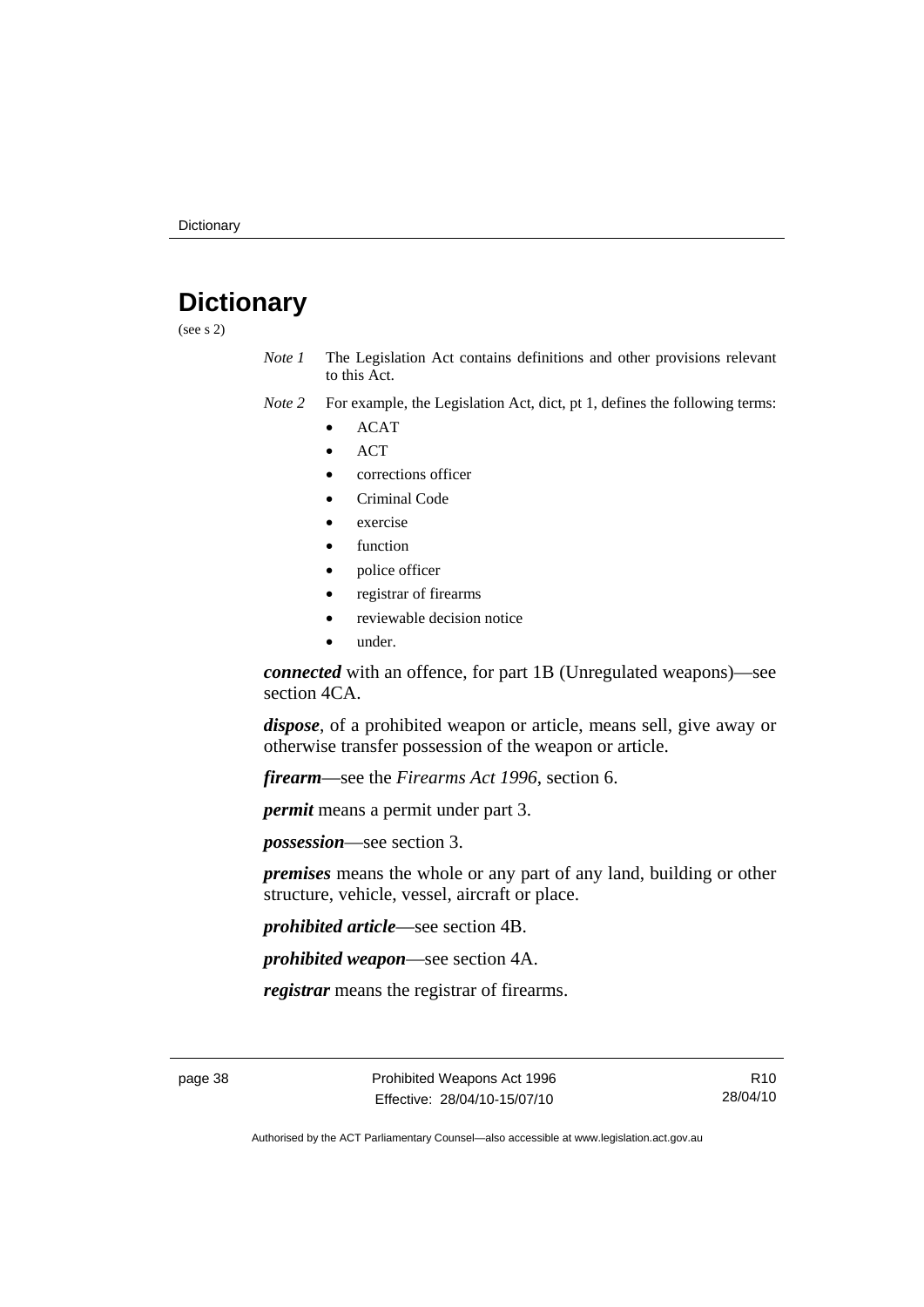# Dictionary

(see s 2)

*Note 1* The Legislation Act contains definitions and other provisions relevant to this Act.

*Note 2* For example, the Legislation Act, dict, pt 1, defines the following terms:

- ACAT
- ACT
- corrections officer
- Criminal Code
- exercise
- function
- police officer
- registrar of firearms
- reviewable decision notice
- under.

***connected*** with an offence, for part 1B (Unregulated weapons)—see section 4CA.

***dispose***, of a prohibited weapon or article, means sell, give away or otherwise transfer possession of the weapon or article.

***firearm***—see the *Firearms Act 1996*, section 6.

***permit*** means a permit under part 3.

***possession***—see section 3.

***premises*** means the whole or any part of any land, building or other structure, vehicle, vessel, aircraft or place.

***prohibited article***—see section 4B.

***prohibited weapon***—see section 4A.

***registrar*** means the registrar of firearms.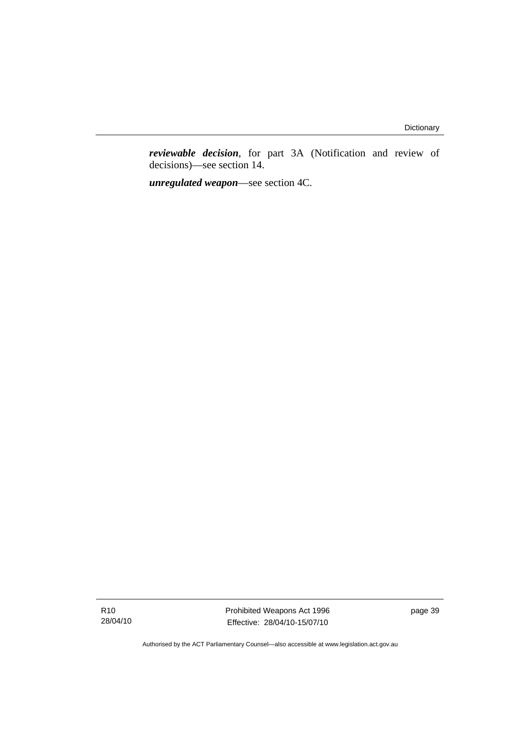***reviewable decision***, for part 3A (Notification and review of decisions)—see section 14.

***unregulated weapon***—see section 4C.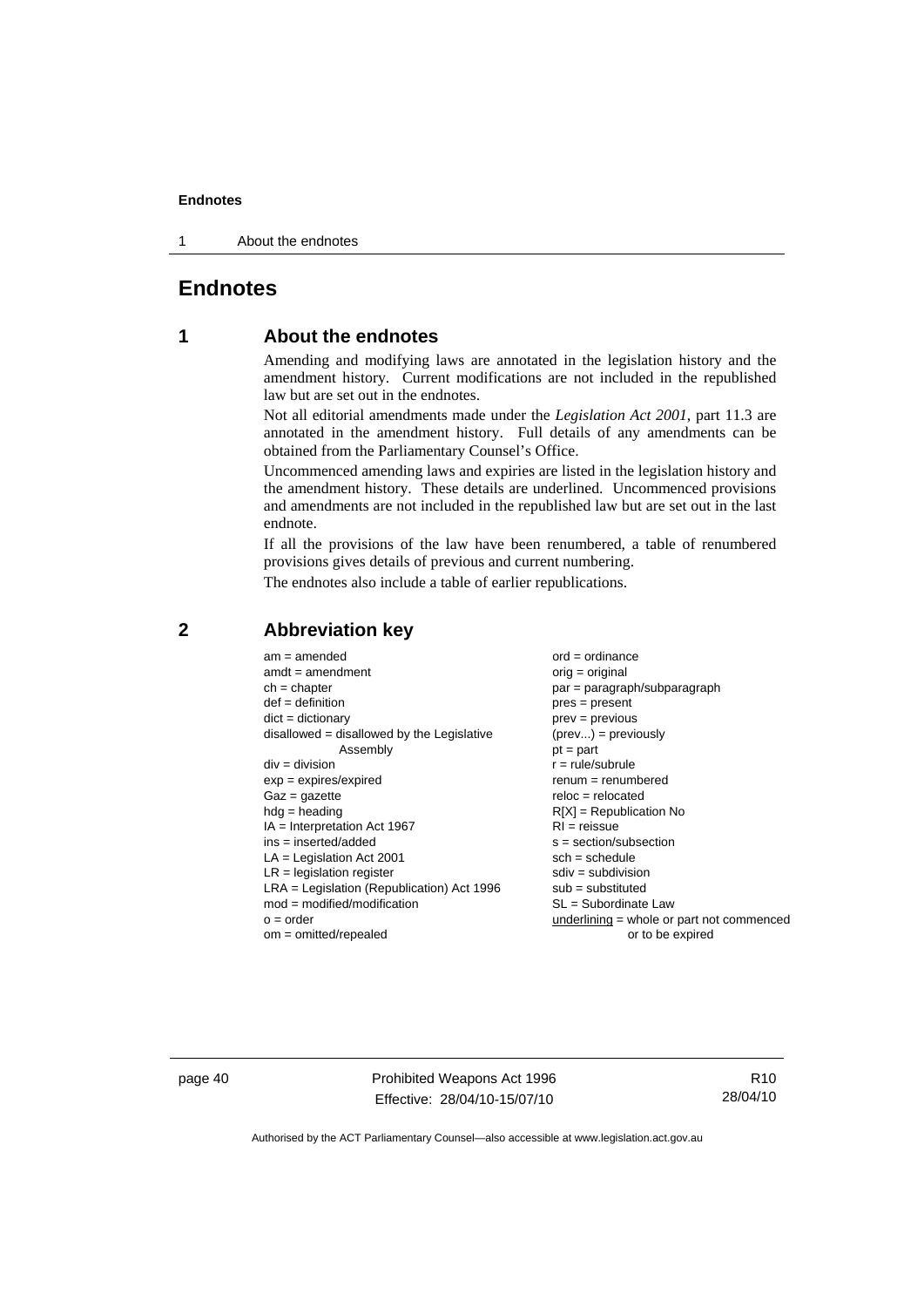# Endnotes

## 1 About the endnotes

Amending and modifying laws are annotated in the legislation history and the amendment history. Current modifications are not included in the republished law but are set out in the endnotes.

Not all editorial amendments made under the *Legislation Act 2001*, part 11.3 are annotated in the amendment history. Full details of any amendments can be obtained from the Parliamentary Counsel's Office.

Uncommenced amending laws and expiries are listed in the legislation history and the amendment history. These details are underlined. Uncommenced provisions and amendments are not included in the republished law but are set out in the last endnote.

If all the provisions of the law have been renumbered, a table of renumbered provisions gives details of previous and current numbering.

The endnotes also include a table of earlier republications.

## 2 Abbreviation key

am = amended
amdt = amendment
ch = chapter
def = definition
dict = dictionary
disallowed = disallowed by the Legislative Assembly
div = division
exp = expires/expired
Gaz = gazette
hdg = heading
IA = Interpretation Act 1967
ins = inserted/added
LA = Legislation Act 2001
LR = legislation register
LRA = Legislation (Republication) Act 1996
mod = modified/modification
o = order
om = omitted/repealed
ord = ordinance
orig = original
par = paragraph/subparagraph
pres = present
prev = previous
(prev...) = previously
pt = part
r = rule/subrule
renum = renumbered
reloc = relocated
R[X] = Republication No
RI = reissue
s = section/subsection
sch = schedule
sdiv = subdivision
sub = substituted
SL = Subordinate Law
<u>underlining</u> = whole or part not commenced or to be expired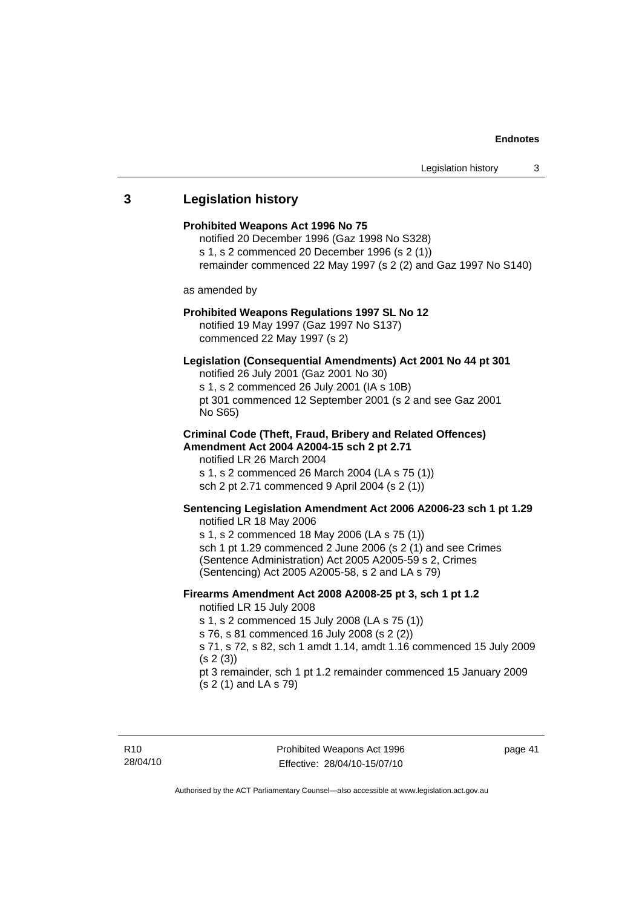## 3 Legislation history

**Prohibited Weapons Act 1996 No 75**

notified 20 December 1996 (Gaz 1998 No S328)
s 1, s 2 commenced 20 December 1996 (s 2 (1))
remainder commenced 22 May 1997 (s 2 (2) and Gaz 1997 No S140)

as amended by

**Prohibited Weapons Regulations 1997 SL No 12**

notified 19 May 1997 (Gaz 1997 No S137)
commenced 22 May 1997 (s 2)

**Legislation (Consequential Amendments) Act 2001 No 44 pt 301**

notified 26 July 2001 (Gaz 2001 No 30)
s 1, s 2 commenced 26 July 2001 (IA s 10B)
pt 301 commenced 12 September 2001 (s 2 and see Gaz 2001 No S65)

**Criminal Code (Theft, Fraud, Bribery and Related Offences) Amendment Act 2004 A2004-15 sch 2 pt 2.71**

notified LR 26 March 2004
s 1, s 2 commenced 26 March 2004 (LA s 75 (1))
sch 2 pt 2.71 commenced 9 April 2004 (s 2 (1))

**Sentencing Legislation Amendment Act 2006 A2006-23 sch 1 pt 1.29**

notified LR 18 May 2006
s 1, s 2 commenced 18 May 2006 (LA s 75 (1))
sch 1 pt 1.29 commenced 2 June 2006 (s 2 (1) and see Crimes (Sentence Administration) Act 2005 A2005-59 s 2, Crimes (Sentencing) Act 2005 A2005-58, s 2 and LA s 79)

**Firearms Amendment Act 2008 A2008-25 pt 3, sch 1 pt 1.2**

notified LR 15 July 2008
s 1, s 2 commenced 15 July 2008 (LA s 75 (1))
s 76, s 81 commenced 16 July 2008 (s 2 (2))
s 71, s 72, s 82, sch 1 amdt 1.14, amdt 1.16 commenced 15 July 2009 (s 2 (3))
pt 3 remainder, sch 1 pt 1.2 remainder commenced 15 January 2009 (s 2 (1) and LA s 79)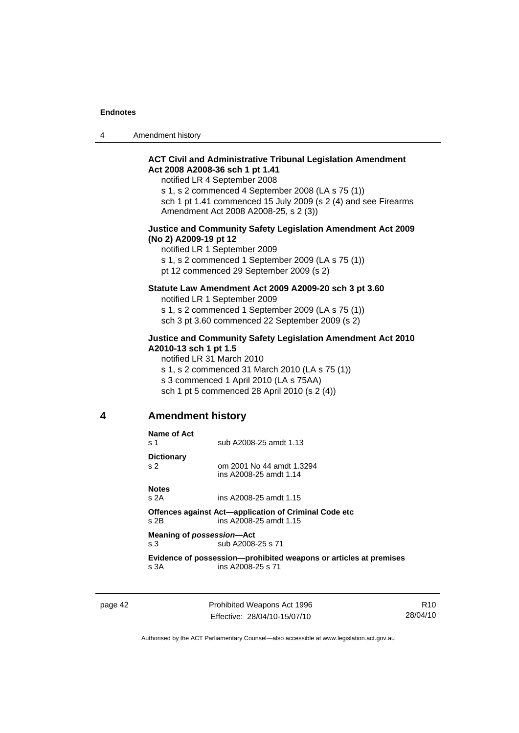**ACT Civil and Administrative Tribunal Legislation Amendment Act 2008 A2008-36 sch 1 pt 1.41**

notified LR 4 September 2008

s 1, s 2 commenced 4 September 2008 (LA s 75 (1))

sch 1 pt 1.41 commenced 15 July 2009 (s 2 (4) and see Firearms Amendment Act 2008 A2008-25, s 2 (3))

**Justice and Community Safety Legislation Amendment Act 2009 (No 2) A2009-19 pt 12**

notified LR 1 September 2009

s 1, s 2 commenced 1 September 2009 (LA s 75 (1))

pt 12 commenced 29 September 2009 (s 2)

**Statute Law Amendment Act 2009 A2009-20 sch 3 pt 3.60**

notified LR 1 September 2009

s 1, s 2 commenced 1 September 2009 (LA s 75 (1))

sch 3 pt 3.60 commenced 22 September 2009 (s 2)

**Justice and Community Safety Legislation Amendment Act 2010 A2010-13 sch 1 pt 1.5**

notified LR 31 March 2010

s 1, s 2 commenced 31 March 2010 (LA s 75 (1))

s 3 commenced 1 April 2010 (LA s 75AA)

sch 1 pt 5 commenced 28 April 2010 (s 2 (4))

## 4 Amendment history

**Name of Act**
s 1 sub A2008-25 amdt 1.13

**Dictionary**
s 2 om 2001 No 44 amdt 1.3294
ins A2008-25 amdt 1.14

**Notes**
s 2A ins A2008-25 amdt 1.15

**Offences against Act—application of Criminal Code etc**
s 2B ins A2008-25 amdt 1.15

**Meaning of *possession*—Act**
s 3 sub A2008-25 s 71

**Evidence of possession—prohibited weapons or articles at premises**
s 3A ins A2008-25 s 71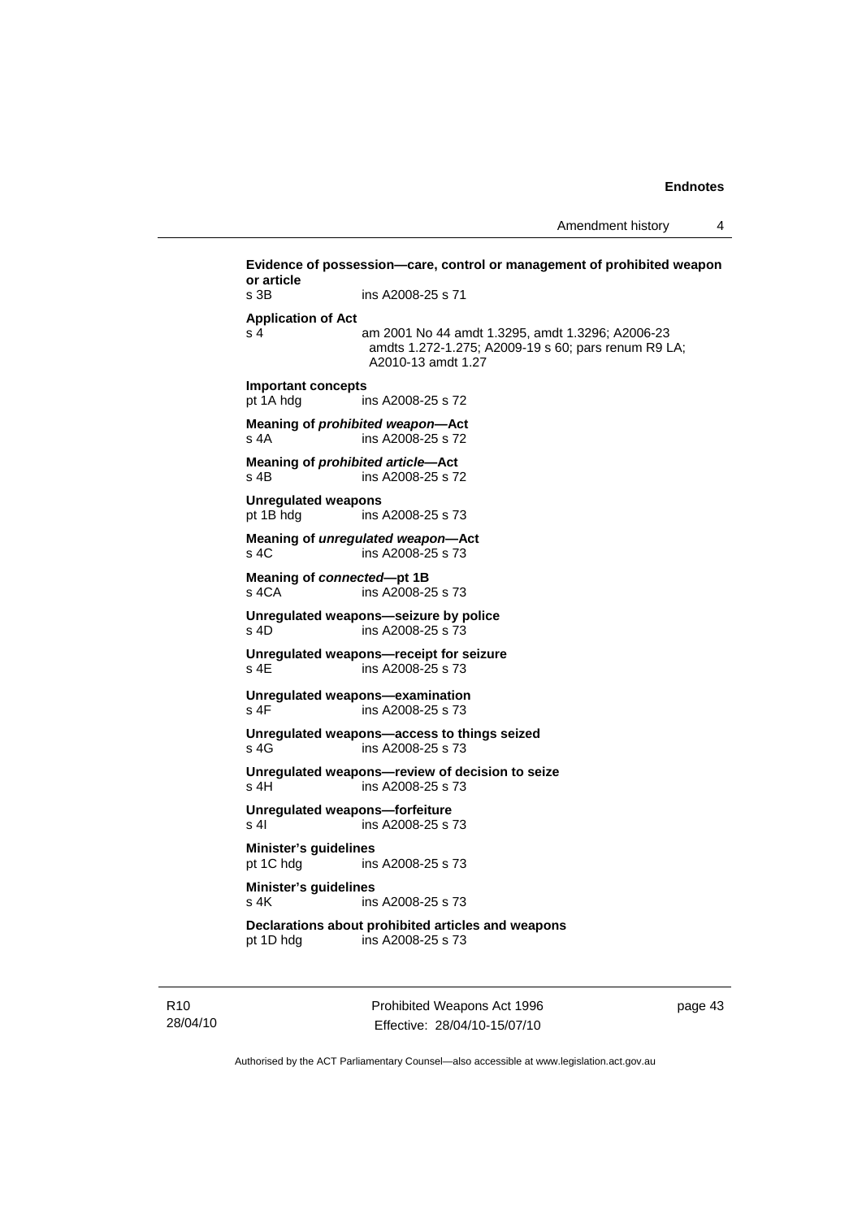**Evidence of possession—care, control or management of prohibited weapon or article**

s 3B ins A2008-25 s 71

**Application of Act**

s 4 am 2001 No 44 amdt 1.3295, amdt 1.3296; A2006-23 amdts 1.272-1.275; A2009-19 s 60; pars renum R9 LA; A2010-13 amdt 1.27

**Important concepts**

pt 1A hdg ins A2008-25 s 72

**Meaning of *prohibited weapon*—Act**

s 4A ins A2008-25 s 72

**Meaning of *prohibited article*—Act**

s 4B ins A2008-25 s 72

**Unregulated weapons**

pt 1B hdg ins A2008-25 s 73

**Meaning of *unregulated weapon*—Act**

s 4C ins A2008-25 s 73

**Meaning of *connected*—pt 1B**

s 4CA ins A2008-25 s 73

**Unregulated weapons—seizure by police**

s 4D ins A2008-25 s 73

**Unregulated weapons—receipt for seizure**

s 4E ins A2008-25 s 73

**Unregulated weapons—examination**

s 4F ins A2008-25 s 73

**Unregulated weapons—access to things seized**

s 4G ins A2008-25 s 73

**Unregulated weapons—review of decision to seize**

s 4H ins A2008-25 s 73

**Unregulated weapons—forfeiture**

s 4I ins A2008-25 s 73

**Minister's guidelines**

pt 1C hdg ins A2008-25 s 73

**Minister's guidelines**

s 4K ins A2008-25 s 73

**Declarations about prohibited articles and weapons**

pt 1D hdg ins A2008-25 s 73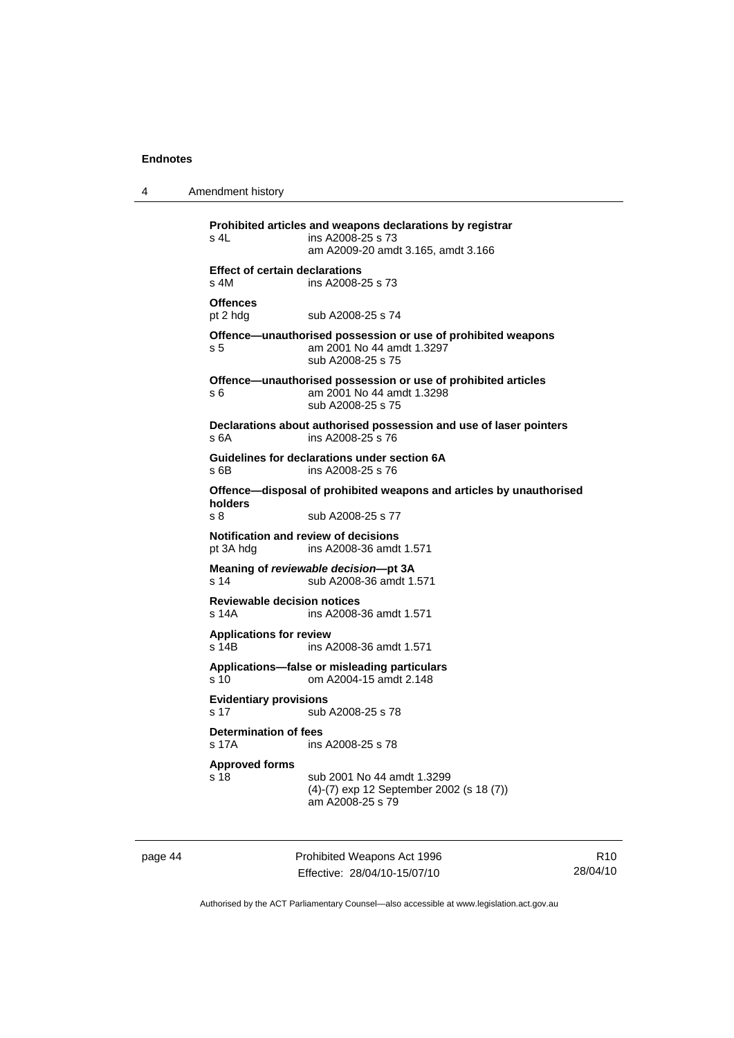**Prohibited articles and weapons declarations by registrar**

s 4L ins A2008-25 s 73
am A2009-20 amdt 3.165, amdt 3.166

**Effect of certain declarations**

s 4M ins A2008-25 s 73

**Offences**

pt 2 hdg sub A2008-25 s 74

**Offence—unauthorised possession or use of prohibited weapons**

s 5 am 2001 No 44 amdt 1.3297
sub A2008-25 s 75

**Offence—unauthorised possession or use of prohibited articles**

s 6 am 2001 No 44 amdt 1.3298
sub A2008-25 s 75

**Declarations about authorised possession and use of laser pointers**

s 6A ins A2008-25 s 76

**Guidelines for declarations under section 6A**

s 6B ins A2008-25 s 76

**Offence—disposal of prohibited weapons and articles by unauthorised holders**

s 8 sub A2008-25 s 77

**Notification and review of decisions**

pt 3A hdg ins A2008-36 amdt 1.571

**Meaning of *reviewable decision*—pt 3A**

s 14 sub A2008-36 amdt 1.571

**Reviewable decision notices**

s 14A ins A2008-36 amdt 1.571

**Applications for review**

s 14B ins A2008-36 amdt 1.571

**Applications—false or misleading particulars**

s 10 om A2004-15 amdt 2.148

**Evidentiary provisions**

s 17 sub A2008-25 s 78

**Determination of fees**

s 17A ins A2008-25 s 78

**Approved forms**

s 18 sub 2001 No 44 amdt 1.3299
(4)-(7) exp 12 September 2002 (s 18 (7))
am A2008-25 s 79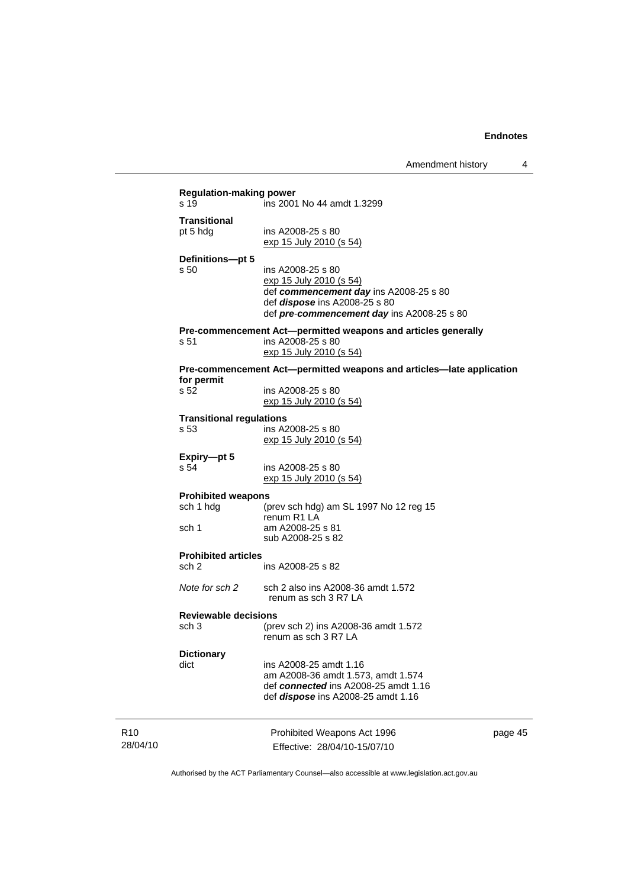**Regulation-making power**
s 19 ins 2001 No 44 amdt 1.3299

**Transitional**
pt 5 hdg ins A2008-25 s 80
exp 15 July 2010 (s 54)

**Definitions—pt 5**
s 50 ins A2008-25 s 80
exp 15 July 2010 (s 54)
def ***commencement day*** ins A2008-25 s 80
def ***dispose*** ins A2008-25 s 80
def ***pre-commencement day*** ins A2008-25 s 80

**Pre-commencement Act—permitted weapons and articles generally**
s 51 ins A2008-25 s 80
exp 15 July 2010 (s 54)

**Pre-commencement Act—permitted weapons and articles—late application for permit**
s 52 ins A2008-25 s 80
exp 15 July 2010 (s 54)

**Transitional regulations**
s 53 ins A2008-25 s 80
exp 15 July 2010 (s 54)

**Expiry—pt 5**
s 54 ins A2008-25 s 80
exp 15 July 2010 (s 54)

**Prohibited weapons**
sch 1 hdg (prev sch hdg) am SL 1997 No 12 reg 15
renum R1 LA
sch 1 am A2008-25 s 81
sub A2008-25 s 82

**Prohibited articles**
sch 2 ins A2008-25 s 82

*Note for sch 2* sch 2 also ins A2008-36 amdt 1.572
renum as sch 3 R7 LA

**Reviewable decisions**
sch 3 (prev sch 2) ins A2008-36 amdt 1.572
renum as sch 3 R7 LA

**Dictionary**
dict ins A2008-25 amdt 1.16
am A2008-36 amdt 1.573, amdt 1.574
def ***connected*** ins A2008-25 amdt 1.16
def ***dispose*** ins A2008-25 amdt 1.16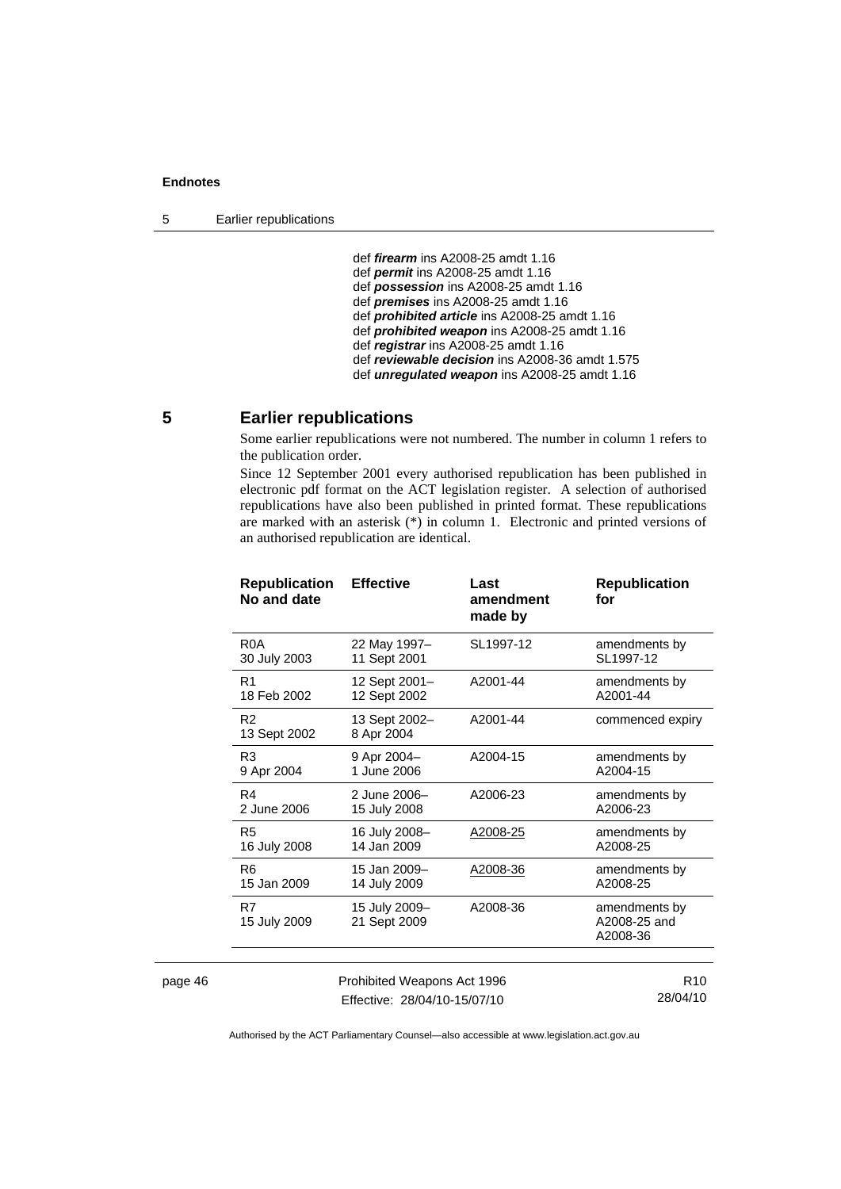def ***firearm*** ins A2008-25 amdt 1.16
def ***permit*** ins A2008-25 amdt 1.16
def ***possession*** ins A2008-25 amdt 1.16
def ***premises*** ins A2008-25 amdt 1.16
def ***prohibited article*** ins A2008-25 amdt 1.16
def ***prohibited weapon*** ins A2008-25 amdt 1.16
def ***registrar*** ins A2008-25 amdt 1.16
def ***reviewable decision*** ins A2008-36 amdt 1.575
def ***unregulated weapon*** ins A2008-25 amdt 1.16

## 5 Earlier republications

Some earlier republications were not numbered. The number in column 1 refers to the publication order.

Since 12 September 2001 every authorised republication has been published in electronic pdf format on the ACT legislation register. A selection of authorised republications have also been published in printed format. These republications are marked with an asterisk (*) in column 1. Electronic and printed versions of an authorised republication are identical.

| Republication No and date | Effective | Last amendment made by | Republication for |
|---|---|---|---|
| R0A 30 July 2003 | 22 May 1997– 11 Sept 2001 | SL1997-12 | amendments by SL1997-12 |
| R1 18 Feb 2002 | 12 Sept 2001– 12 Sept 2002 | A2001-44 | amendments by A2001-44 |
| R2 13 Sept 2002 | 13 Sept 2002– 8 Apr 2004 | A2001-44 | commenced expiry |
| R3 9 Apr 2004 | 9 Apr 2004– 1 June 2006 | A2004-15 | amendments by A2004-15 |
| R4 2 June 2006 | 2 June 2006– 15 July 2008 | A2006-23 | amendments by A2006-23 |
| R5 16 July 2008 | 16 July 2008– 14 Jan 2009 | A2008-25 | amendments by A2008-25 |
| R6 15 Jan 2009 | 15 Jan 2009– 14 July 2009 | A2008-36 | amendments by A2008-25 |
| R7 15 July 2009 | 15 July 2009– 21 Sept 2009 | A2008-36 | amendments by A2008-25 and A2008-36 |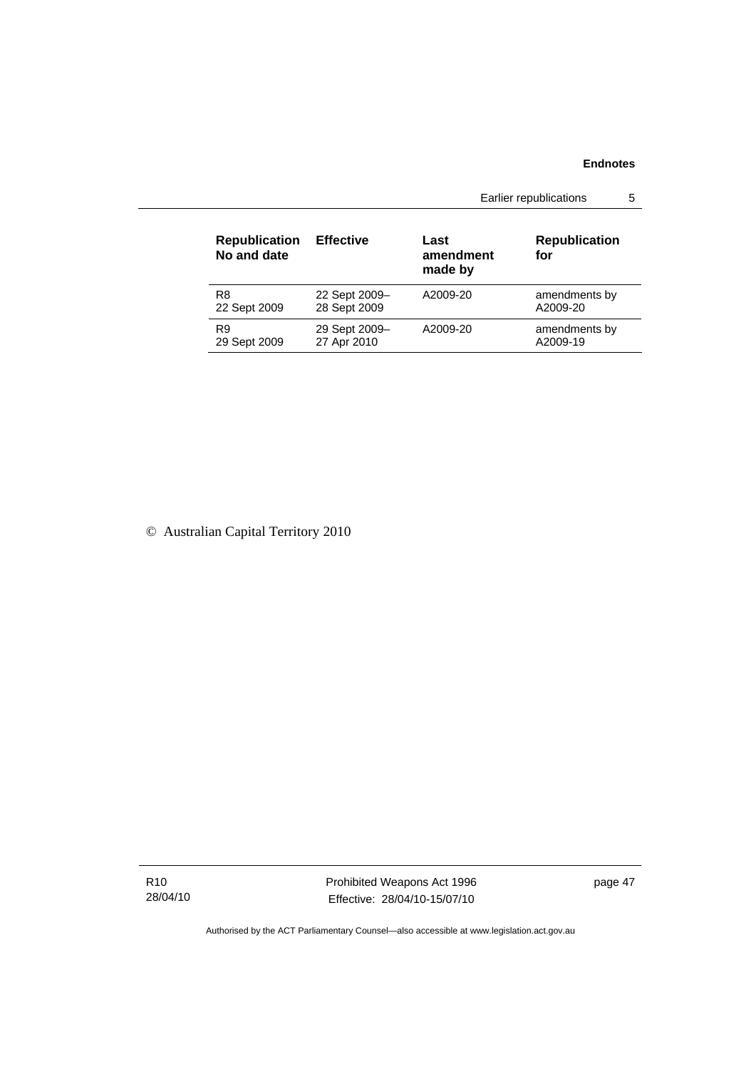| Republication No and date | Effective | Last amendment made by | Republication for |
|---|---|---|---|
| R8<br>22 Sept 2009 | 22 Sept 2009–<br>28 Sept 2009 | A2009-20 | amendments by<br>A2009-20 |
| R9<br>29 Sept 2009 | 29 Sept 2009–<br>27 Apr 2010 | A2009-20 | amendments by<br>A2009-19 |

© Australian Capital Territory 2010